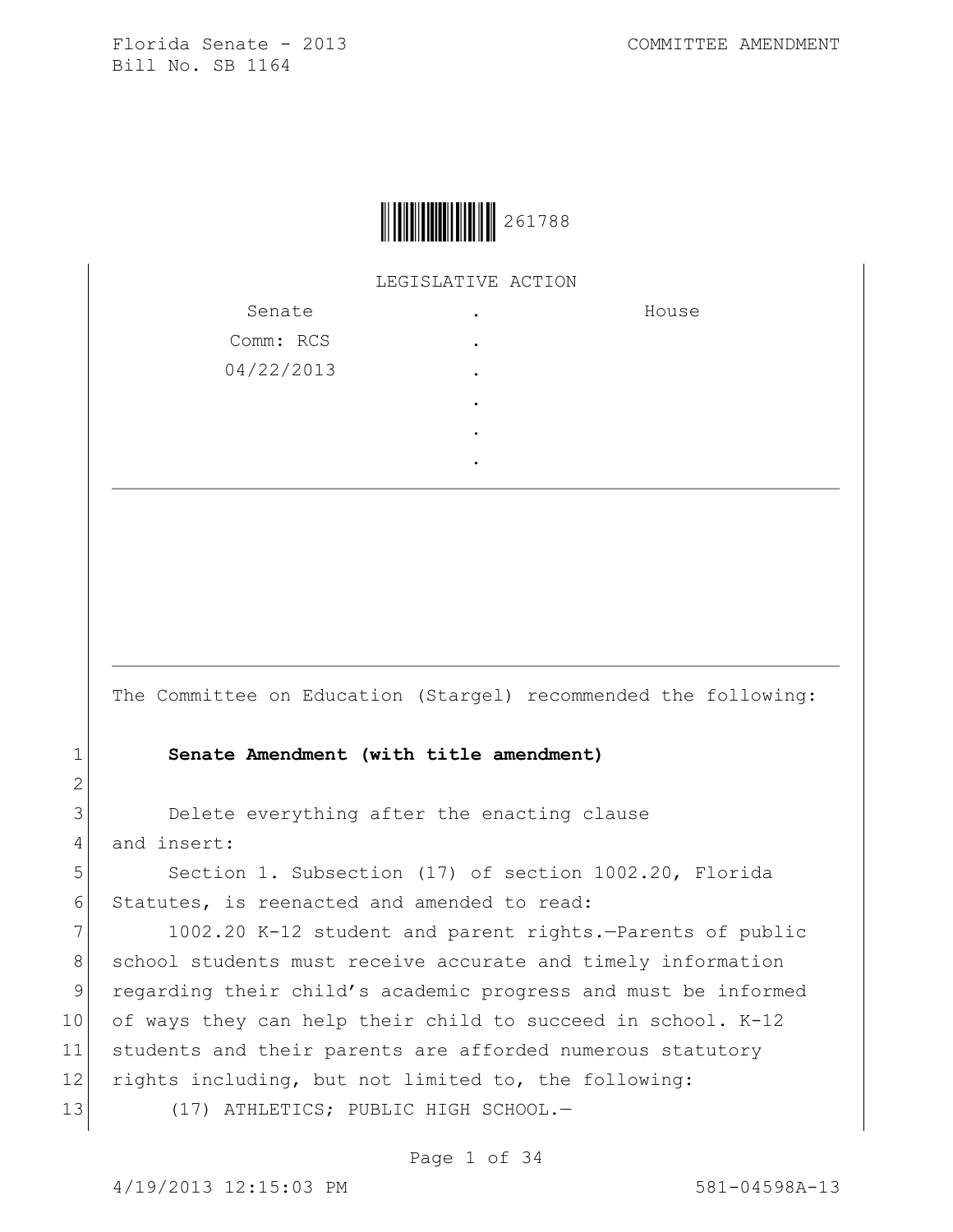Florida Senate - 2013
Bill No. SB 1164

COMMITTEE AMENDMENT

261788

LEGISLATIVE ACTION

| Senate | . | House |
|---|---|---|
| Comm: RCS | . | |
| 04/22/2013 | . | |
| | . | |
| | . | |
| | . | |

The Committee on Education (Stargel) recommended the following:

**Senate Amendment (with title amendment)**

Delete everything after the enacting clause and insert:

Section 1. Subsection (17) of section 1002.20, Florida Statutes, is reenacted and amended to read:

1002.20 K-12 student and parent rights.—Parents of public school students must receive accurate and timely information regarding their child's academic progress and must be informed of ways they can help their child to succeed in school. K-12 students and their parents are afforded numerous statutory rights including, but not limited to, the following:

(17) ATHLETICS; PUBLIC HIGH SCHOOL.—

4/19/2013 12:15:03 PM

581-04598A-13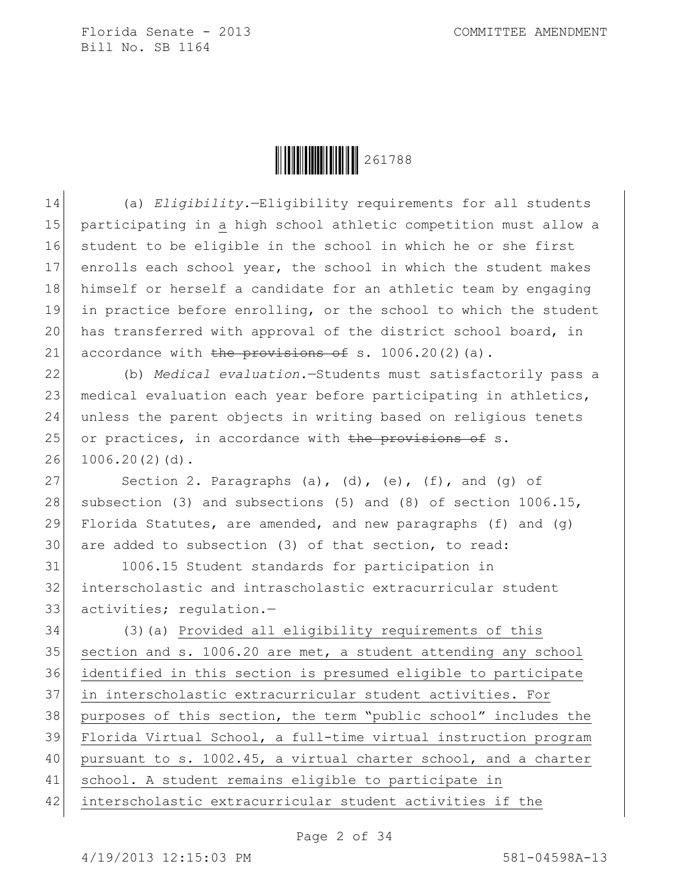(a) *Eligibility.*—Eligibility requirements for all students participating in a high school athletic competition must allow a student to be eligible in the school in which he or she first enrolls each school year, the school in which the student makes himself or herself a candidate for an athletic team by engaging in practice before enrolling, or the school to which the student has transferred with approval of the district school board, in accordance with ~~the provisions of~~ s. 1006.20(2)(a).

(b) *Medical evaluation.*—Students must satisfactorily pass a medical evaluation each year before participating in athletics, unless the parent objects in writing based on religious tenets or practices, in accordance with ~~the provisions of~~ s. 1006.20(2)(d).

Section 2. Paragraphs (a), (d), (e), (f), and (g) of subsection (3) and subsections (5) and (8) of section 1006.15, Florida Statutes, are amended, and new paragraphs (f) and (g) are added to subsection (3) of that section, to read:

1006.15 Student standards for participation in interscholastic and intrascholastic extracurricular student activities; regulation.—

(3)(a) Provided all eligibility requirements of this section and s. 1006.20 are met, a student attending any school identified in this section is presumed eligible to participate in interscholastic extracurricular student activities. For purposes of this section, the term "public school" includes the Florida Virtual School, a full-time virtual instruction program pursuant to s. 1002.45, a virtual charter school, and a charter school. A student remains eligible to participate in interscholastic extracurricular student activities if the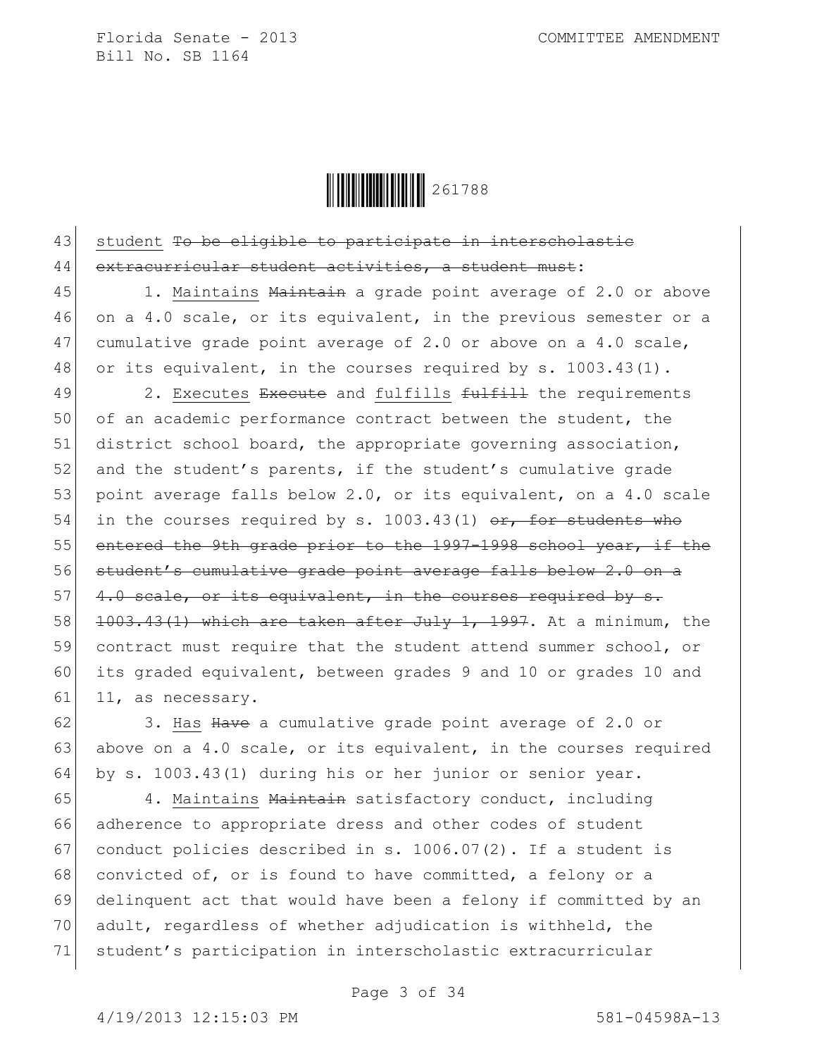student ~~To be eligible to participate in interscholastic extracurricular student activities, a student must~~:

1. Maintains ~~Maintain~~ a grade point average of 2.0 or above on a 4.0 scale, or its equivalent, in the previous semester or a cumulative grade point average of 2.0 or above on a 4.0 scale, or its equivalent, in the courses required by s. 1003.43(1).

2. Executes ~~Execute~~ and fulfills ~~fulfill~~ the requirements of an academic performance contract between the student, the district school board, the appropriate governing association, and the student's parents, if the student's cumulative grade point average falls below 2.0, or its equivalent, on a 4.0 scale in the courses required by s. 1003.43(1) ~~or, for students who entered the 9th grade prior to the 1997-1998 school year, if the student's cumulative grade point average falls below 2.0 on a 4.0 scale, or its equivalent, in the courses required by s. 1003.43(1) which are taken after July 1, 1997~~. At a minimum, the contract must require that the student attend summer school, or its graded equivalent, between grades 9 and 10 or grades 10 and 11, as necessary.

3. Has ~~Have~~ a cumulative grade point average of 2.0 or above on a 4.0 scale, or its equivalent, in the courses required by s. 1003.43(1) during his or her junior or senior year.

4. Maintains ~~Maintain~~ satisfactory conduct, including adherence to appropriate dress and other codes of student conduct policies described in s. 1006.07(2). If a student is convicted of, or is found to have committed, a felony or a delinquent act that would have been a felony if committed by an adult, regardless of whether adjudication is withheld, the student's participation in interscholastic extracurricular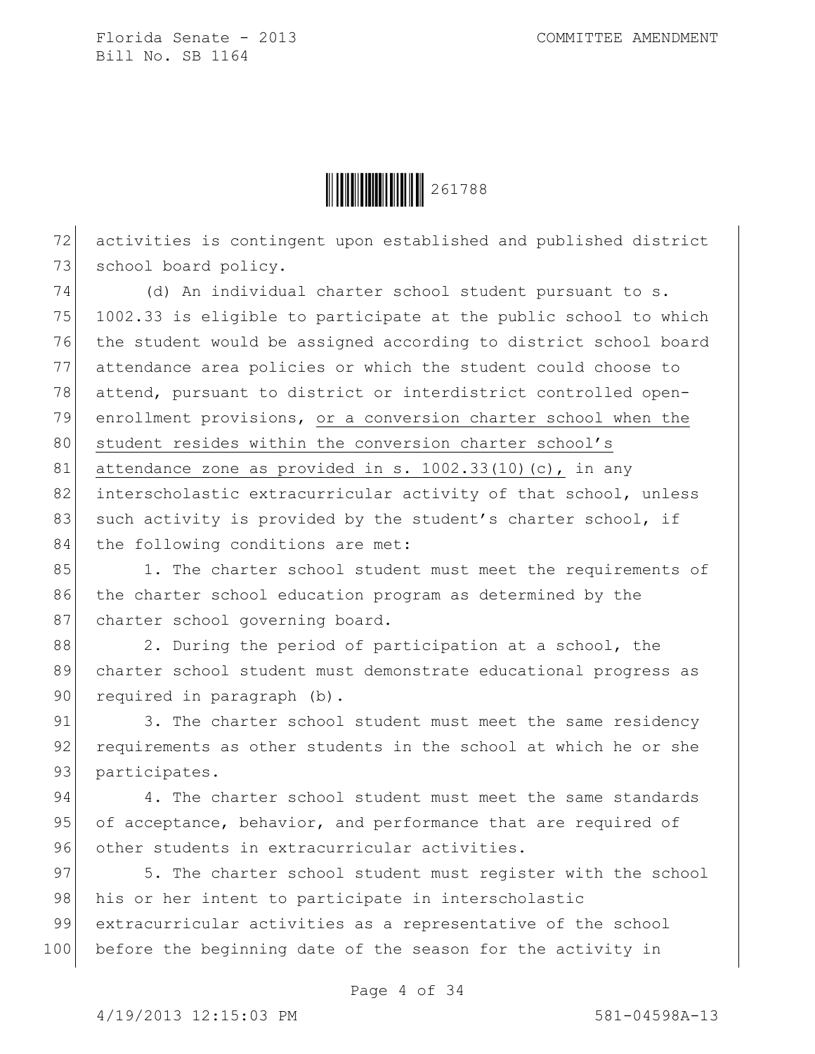activities is contingent upon established and published district school board policy.

(d) An individual charter school student pursuant to s. 1002.33 is eligible to participate at the public school to which the student would be assigned according to district school board attendance area policies or which the student could choose to attend, pursuant to district or interdistrict controlled open-enrollment provisions, <u>or a conversion charter school when the student resides within the conversion charter school's attendance zone as provided in s. 1002.33(10)(c),</u> in any interscholastic extracurricular activity of that school, unless such activity is provided by the student's charter school, if the following conditions are met:

1. The charter school student must meet the requirements of the charter school education program as determined by the charter school governing board.

2. During the period of participation at a school, the charter school student must demonstrate educational progress as required in paragraph (b).

3. The charter school student must meet the same residency requirements as other students in the school at which he or she participates.

4. The charter school student must meet the same standards of acceptance, behavior, and performance that are required of other students in extracurricular activities.

5. The charter school student must register with the school his or her intent to participate in interscholastic extracurricular activities as a representative of the school before the beginning date of the season for the activity in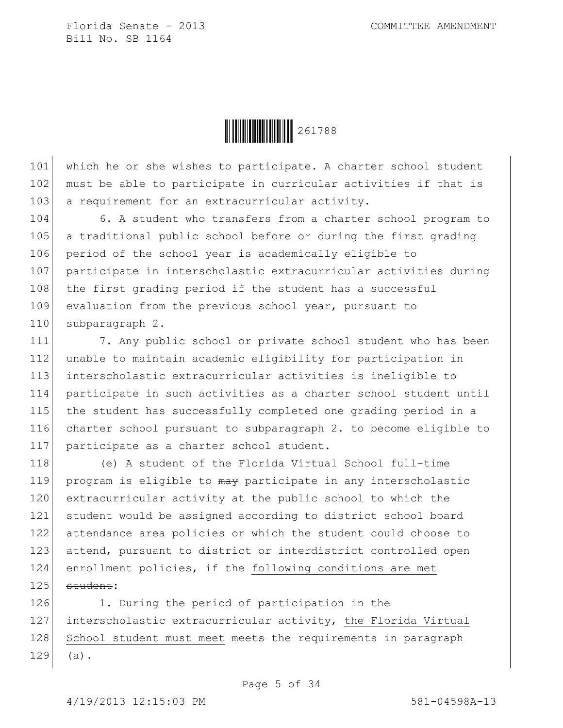which he or she wishes to participate. A charter school student must be able to participate in curricular activities if that is a requirement for an extracurricular activity.

6. A student who transfers from a charter school program to a traditional public school before or during the first grading period of the school year is academically eligible to participate in interscholastic extracurricular activities during the first grading period if the student has a successful evaluation from the previous school year, pursuant to subparagraph 2.

7. Any public school or private school student who has been unable to maintain academic eligibility for participation in interscholastic extracurricular activities is ineligible to participate in such activities as a charter school student until the student has successfully completed one grading period in a charter school pursuant to subparagraph 2. to become eligible to participate as a charter school student.

(e) A student of the Florida Virtual School full-time program <u>is eligible to</u> ~~may~~ participate in any interscholastic extracurricular activity at the public school to which the student would be assigned according to district school board attendance area policies or which the student could choose to attend, pursuant to district or interdistrict controlled open enrollment policies, if the <u>following conditions are met</u> ~~student~~:

1. During the period of participation in the interscholastic extracurricular activity, <u>the Florida Virtual School student must meet</u> ~~meets~~ the requirements in paragraph (a).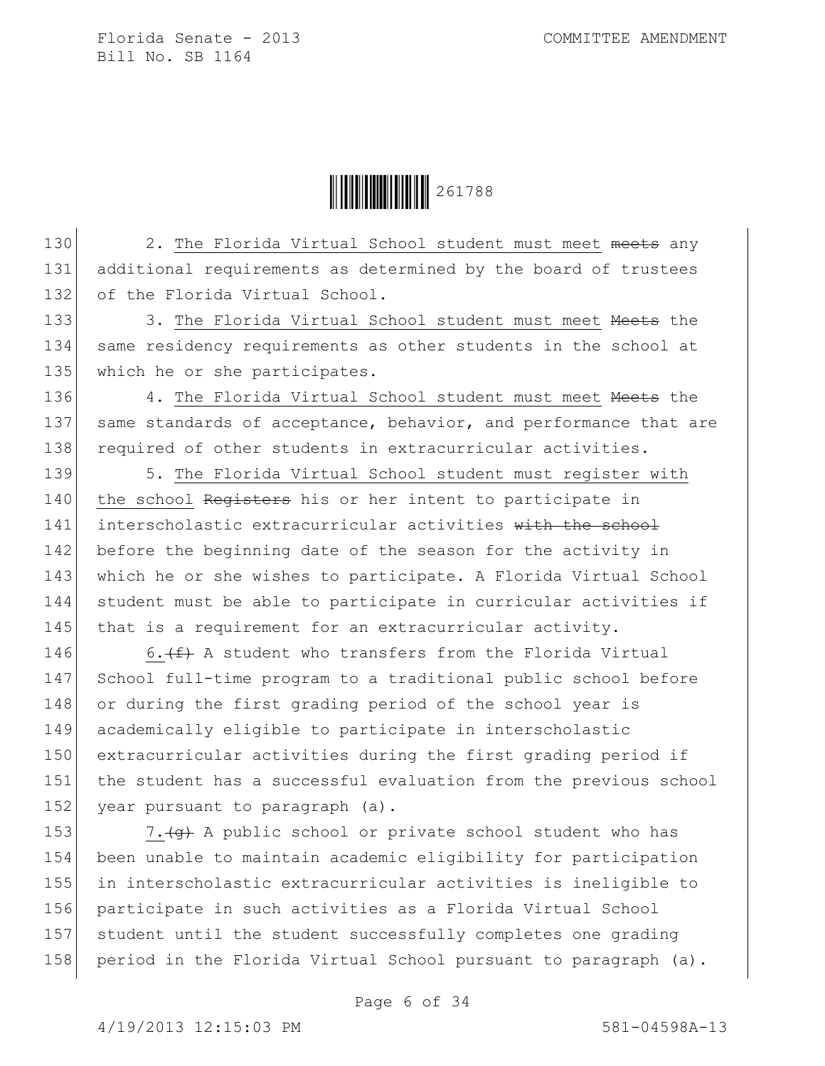2. The Florida Virtual School student must meet ~~meets~~ any additional requirements as determined by the board of trustees of the Florida Virtual School.

3. The Florida Virtual School student must meet ~~Meets~~ the same residency requirements as other students in the school at which he or she participates.

4. The Florida Virtual School student must meet ~~Meets~~ the same standards of acceptance, behavior, and performance that are required of other students in extracurricular activities.

5. The Florida Virtual School student must register with the school ~~Registers~~ his or her intent to participate in interscholastic extracurricular activities ~~with the school~~ before the beginning date of the season for the activity in which he or she wishes to participate. A Florida Virtual School student must be able to participate in curricular activities if that is a requirement for an extracurricular activity.

6.~~(f)~~ A student who transfers from the Florida Virtual School full-time program to a traditional public school before or during the first grading period of the school year is academically eligible to participate in interscholastic extracurricular activities during the first grading period if the student has a successful evaluation from the previous school year pursuant to paragraph (a).

7.~~(g)~~ A public school or private school student who has been unable to maintain academic eligibility for participation in interscholastic extracurricular activities is ineligible to participate in such activities as a Florida Virtual School student until the student successfully completes one grading period in the Florida Virtual School pursuant to paragraph (a).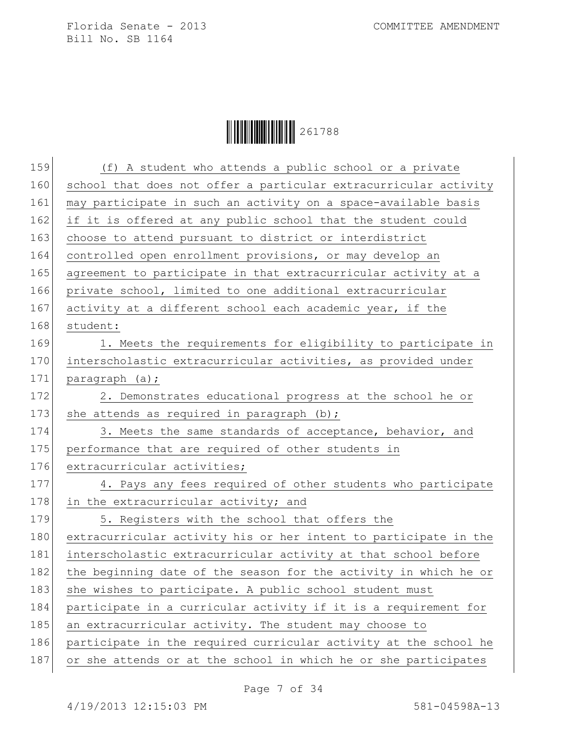(f) A student who attends a public school or a private school that does not offer a particular extracurricular activity may participate in such an activity on a space-available basis if it is offered at any public school that the student could choose to attend pursuant to district or interdistrict controlled open enrollment provisions, or may develop an agreement to participate in that extracurricular activity at a private school, limited to one additional extracurricular activity at a different school each academic year, if the student:

1. Meets the requirements for eligibility to participate in interscholastic extracurricular activities, as provided under paragraph (a);

2. Demonstrates educational progress at the school he or she attends as required in paragraph (b);

3. Meets the same standards of acceptance, behavior, and performance that are required of other students in extracurricular activities;

4. Pays any fees required of other students who participate in the extracurricular activity; and

5. Registers with the school that offers the extracurricular activity his or her intent to participate in the interscholastic extracurricular activity at that school before the beginning date of the season for the activity in which he or she wishes to participate. A public school student must participate in a curricular activity if it is a requirement for an extracurricular activity. The student may choose to participate in the required curricular activity at the school he or she attends or at the school in which he or she participates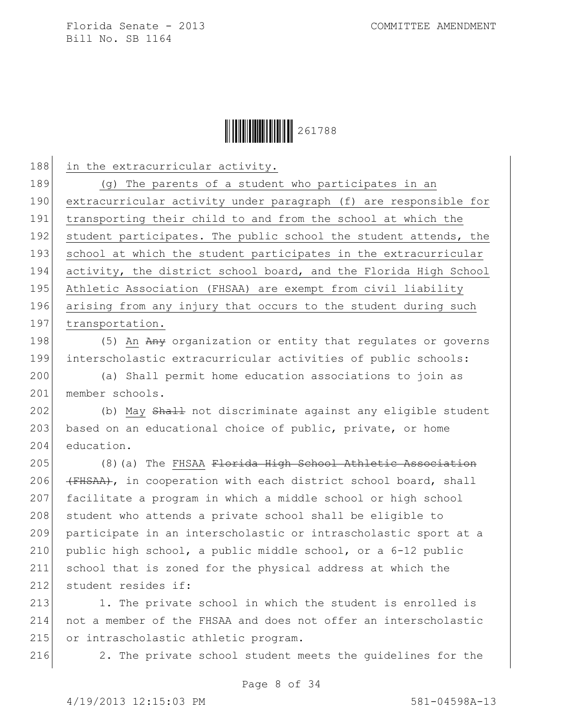<u>in the extracurricular activity.</u>

<u>(g) The parents of a student who participates in an extracurricular activity under paragraph (f) are responsible for transporting their child to and from the school at which the student participates. The public school the student attends, the school at which the student participates in the extracurricular activity, the district school board, and the Florida High School Athletic Association (FHSAA) are exempt from civil liability arising from any injury that occurs to the student during such transportation.</u>

(5) <u>An</u> ~~Any~~ organization or entity that regulates or governs interscholastic extracurricular activities of public schools:

(a) Shall permit home education associations to join as member schools.

(b) <u>May</u> ~~Shall~~ not discriminate against any eligible student based on an educational choice of public, private, or home education.

(8)(a) The <u>FHSAA</u> ~~Florida High School Athletic Association (FHSAA)~~, in cooperation with each district school board, shall facilitate a program in which a middle school or high school student who attends a private school shall be eligible to participate in an interscholastic or intrascholastic sport at a public high school, a public middle school, or a 6-12 public school that is zoned for the physical address at which the student resides if:

1. The private school in which the student is enrolled is not a member of the FHSAA and does not offer an interscholastic or intrascholastic athletic program.

2. The private school student meets the guidelines for the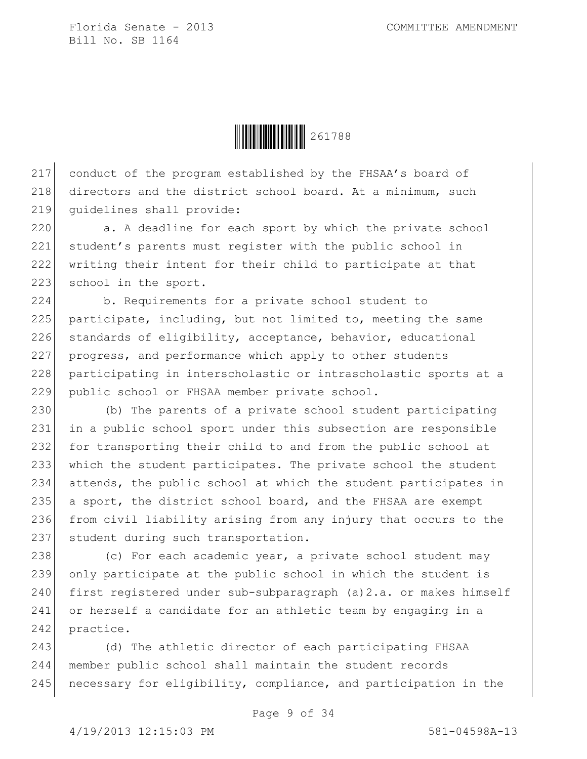conduct of the program established by the FHSAA's board of directors and the district school board. At a minimum, such guidelines shall provide:

a. A deadline for each sport by which the private school student's parents must register with the public school in writing their intent for their child to participate at that school in the sport.

b. Requirements for a private school student to participate, including, but not limited to, meeting the same standards of eligibility, acceptance, behavior, educational progress, and performance which apply to other students participating in interscholastic or intrascholastic sports at a public school or FHSAA member private school.

(b) The parents of a private school student participating in a public school sport under this subsection are responsible for transporting their child to and from the public school at which the student participates. The private school the student attends, the public school at which the student participates in a sport, the district school board, and the FHSAA are exempt from civil liability arising from any injury that occurs to the student during such transportation.

(c) For each academic year, a private school student may only participate at the public school in which the student is first registered under sub-subparagraph (a)2.a. or makes himself or herself a candidate for an athletic team by engaging in a practice.

(d) The athletic director of each participating FHSAA member public school shall maintain the student records necessary for eligibility, compliance, and participation in the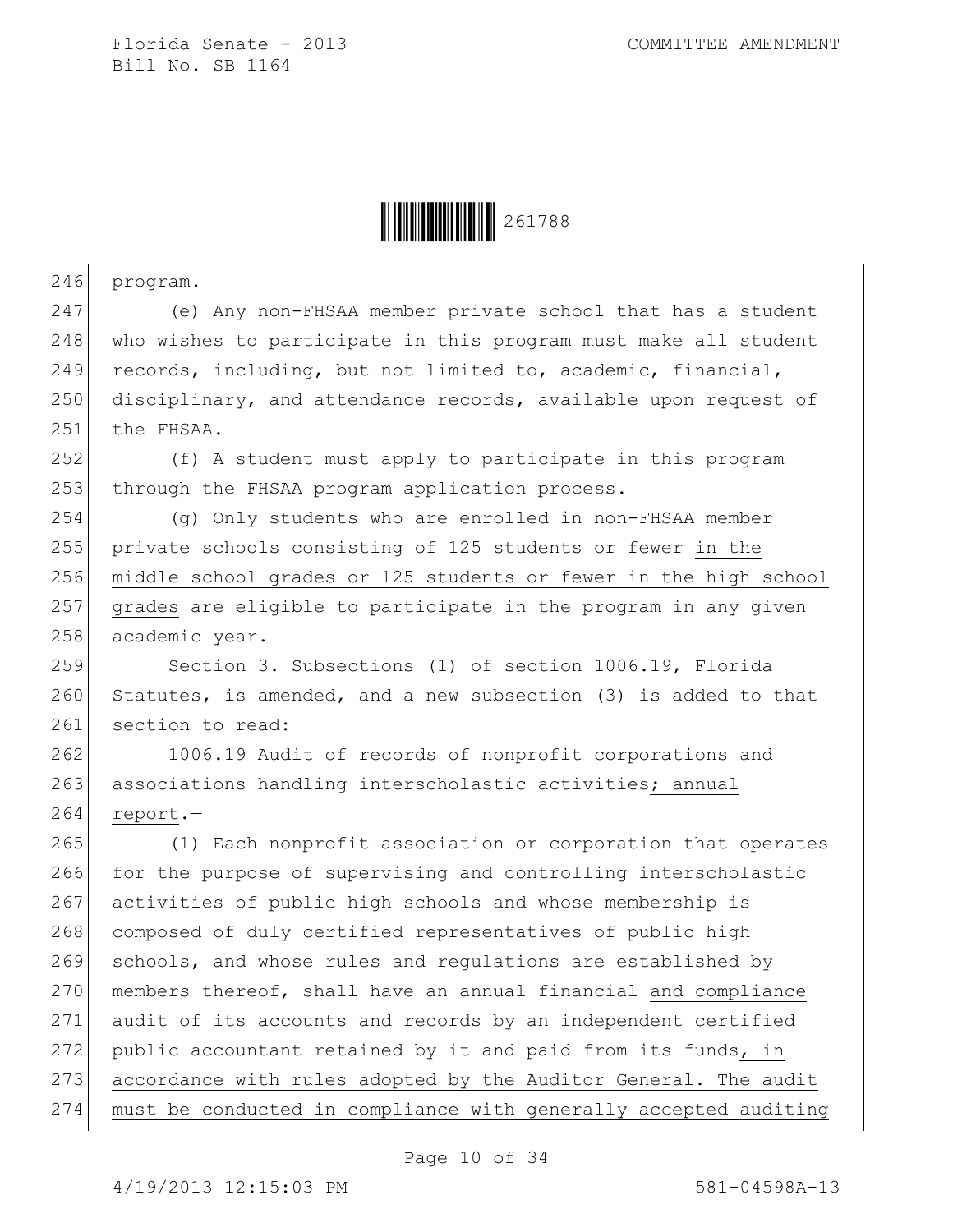program.

(e) Any non-FHSAA member private school that has a student who wishes to participate in this program must make all student records, including, but not limited to, academic, financial, disciplinary, and attendance records, available upon request of the FHSAA.

(f) A student must apply to participate in this program through the FHSAA program application process.

(g) Only students who are enrolled in non-FHSAA member private schools consisting of 125 students or fewer in the middle school grades or 125 students or fewer in the high school grades are eligible to participate in the program in any given academic year.

Section 3. Subsections (1) of section 1006.19, Florida Statutes, is amended, and a new subsection (3) is added to that section to read:

1006.19 Audit of records of nonprofit corporations and associations handling interscholastic activities; annual report.—

(1) Each nonprofit association or corporation that operates for the purpose of supervising and controlling interscholastic activities of public high schools and whose membership is composed of duly certified representatives of public high schools, and whose rules and regulations are established by members thereof, shall have an annual financial and compliance audit of its accounts and records by an independent certified public accountant retained by it and paid from its funds, in accordance with rules adopted by the Auditor General. The audit must be conducted in compliance with generally accepted auditing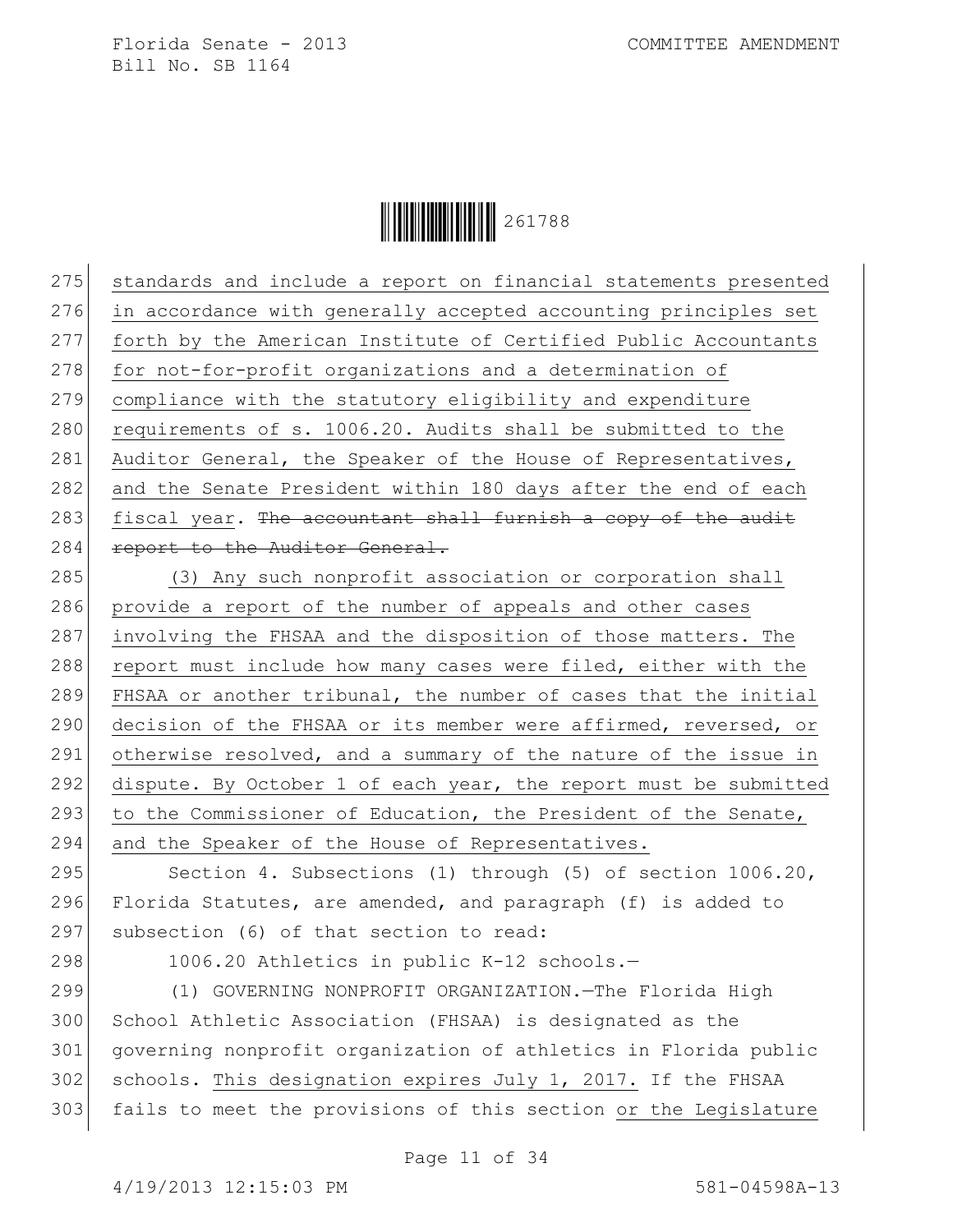275 standards and include a report on financial statements presented
276 in accordance with generally accepted accounting principles set
277 forth by the American Institute of Certified Public Accountants
278 for not-for-profit organizations and a determination of
279 compliance with the statutory eligibility and expenditure
280 requirements of s. 1006.20. Audits shall be submitted to the
281 Auditor General, the Speaker of the House of Representatives,
282 and the Senate President within 180 days after the end of each
283 fiscal year. ~~The accountant shall furnish a copy of the audit~~
284 ~~report to the Auditor General.~~
285 (3) Any such nonprofit association or corporation shall
286 provide a report of the number of appeals and other cases
287 involving the FHSAA and the disposition of those matters. The
288 report must include how many cases were filed, either with the
289 FHSAA or another tribunal, the number of cases that the initial
290 decision of the FHSAA or its member were affirmed, reversed, or
291 otherwise resolved, and a summary of the nature of the issue in
292 dispute. By October 1 of each year, the report must be submitted
293 to the Commissioner of Education, the President of the Senate,
294 and the Speaker of the House of Representatives.
295 Section 4. Subsections (1) through (5) of section 1006.20,
296 Florida Statutes, are amended, and paragraph (f) is added to
297 subsection (6) of that section to read:
298 1006.20 Athletics in public K-12 schools.—
299 (1) GOVERNING NONPROFIT ORGANIZATION.—The Florida High
300 School Athletic Association (FHSAA) is designated as the
301 governing nonprofit organization of athletics in Florida public
302 schools. This designation expires July 1, 2017. If the FHSAA
303 fails to meet the provisions of this section or the Legislature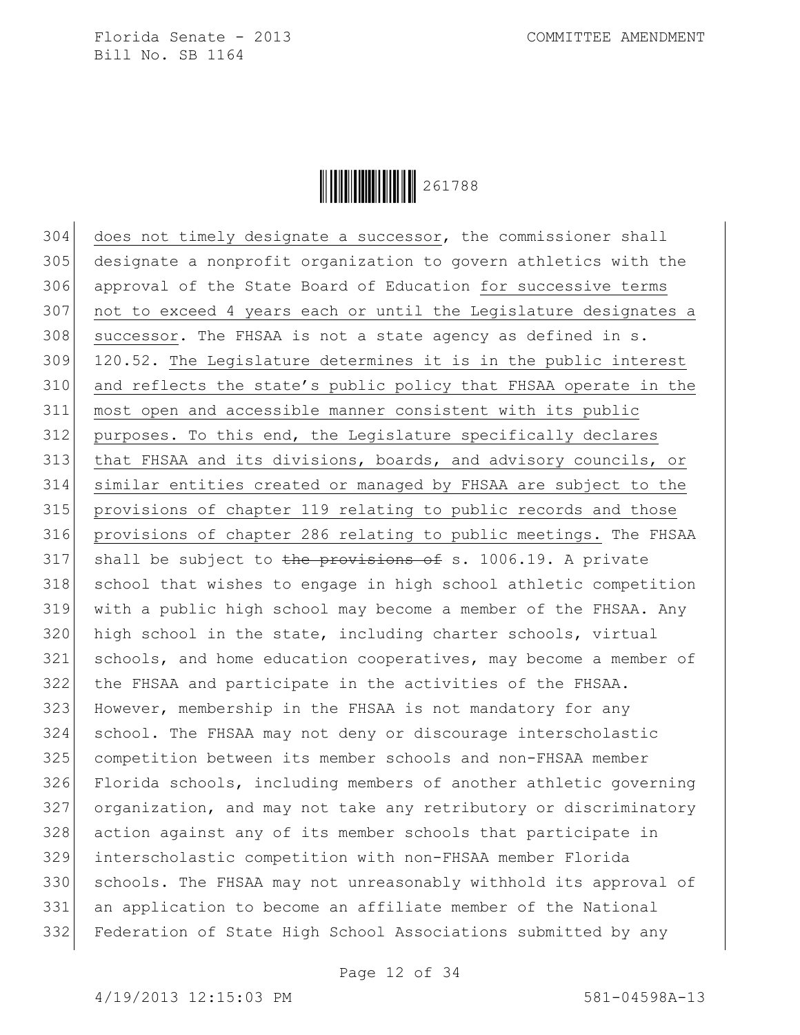304 does not timely designate a successor, the commissioner shall
305 designate a nonprofit organization to govern athletics with the
306 approval of the State Board of Education for successive terms
307 not to exceed 4 years each or until the Legislature designates a
308 successor. The FHSAA is not a state agency as defined in s.
309 120.52. The Legislature determines it is in the public interest
310 and reflects the state's public policy that FHSAA operate in the
311 most open and accessible manner consistent with its public
312 purposes. To this end, the Legislature specifically declares
313 that FHSAA and its divisions, boards, and advisory councils, or
314 similar entities created or managed by FHSAA are subject to the
315 provisions of chapter 119 relating to public records and those
316 provisions of chapter 286 relating to public meetings. The FHSAA
317 shall be subject to ~~the provisions of~~ s. 1006.19. A private
318 school that wishes to engage in high school athletic competition
319 with a public high school may become a member of the FHSAA. Any
320 high school in the state, including charter schools, virtual
321 schools, and home education cooperatives, may become a member of
322 the FHSAA and participate in the activities of the FHSAA.
323 However, membership in the FHSAA is not mandatory for any
324 school. The FHSAA may not deny or discourage interscholastic
325 competition between its member schools and non-FHSAA member
326 Florida schools, including members of another athletic governing
327 organization, and may not take any retributory or discriminatory
328 action against any of its member schools that participate in
329 interscholastic competition with non-FHSAA member Florida
330 schools. The FHSAA may not unreasonably withhold its approval of
331 an application to become an affiliate member of the National
332 Federation of State High School Associations submitted by any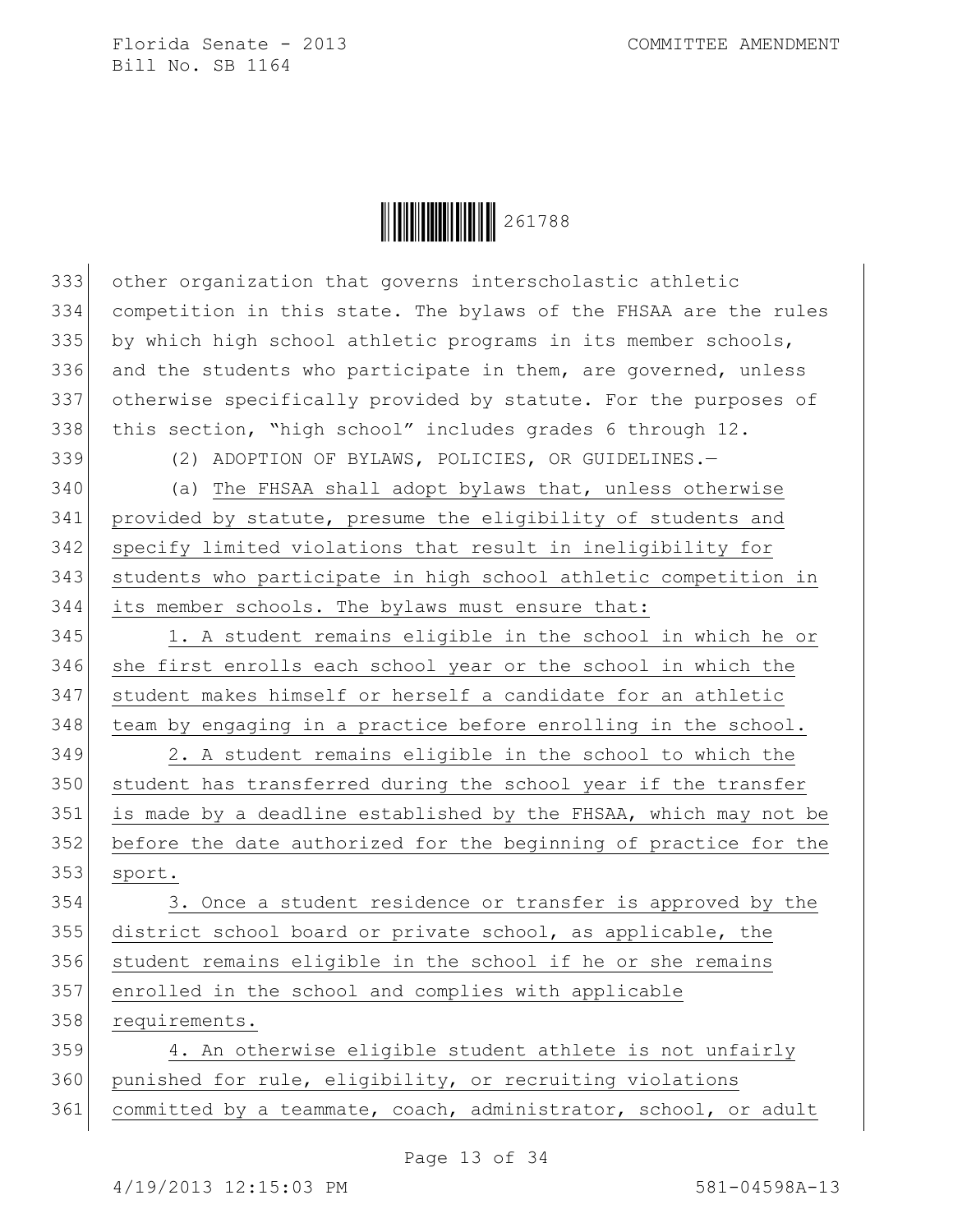other organization that governs interscholastic athletic competition in this state. The bylaws of the FHSAA are the rules by which high school athletic programs in its member schools, and the students who participate in them, are governed, unless otherwise specifically provided by statute. For the purposes of this section, "high school" includes grades 6 through 12.

(2) ADOPTION OF BYLAWS, POLICIES, OR GUIDELINES.—

(a) The FHSAA shall adopt bylaws that, unless otherwise provided by statute, presume the eligibility of students and specify limited violations that result in ineligibility for students who participate in high school athletic competition in its member schools. The bylaws must ensure that:

1. A student remains eligible in the school in which he or she first enrolls each school year or the school in which the student makes himself or herself a candidate for an athletic team by engaging in a practice before enrolling in the school.

2. A student remains eligible in the school to which the student has transferred during the school year if the transfer is made by a deadline established by the FHSAA, which may not be before the date authorized for the beginning of practice for the sport.

3. Once a student residence or transfer is approved by the district school board or private school, as applicable, the student remains eligible in the school if he or she remains enrolled in the school and complies with applicable requirements.

4. An otherwise eligible student athlete is not unfairly punished for rule, eligibility, or recruiting violations committed by a teammate, coach, administrator, school, or adult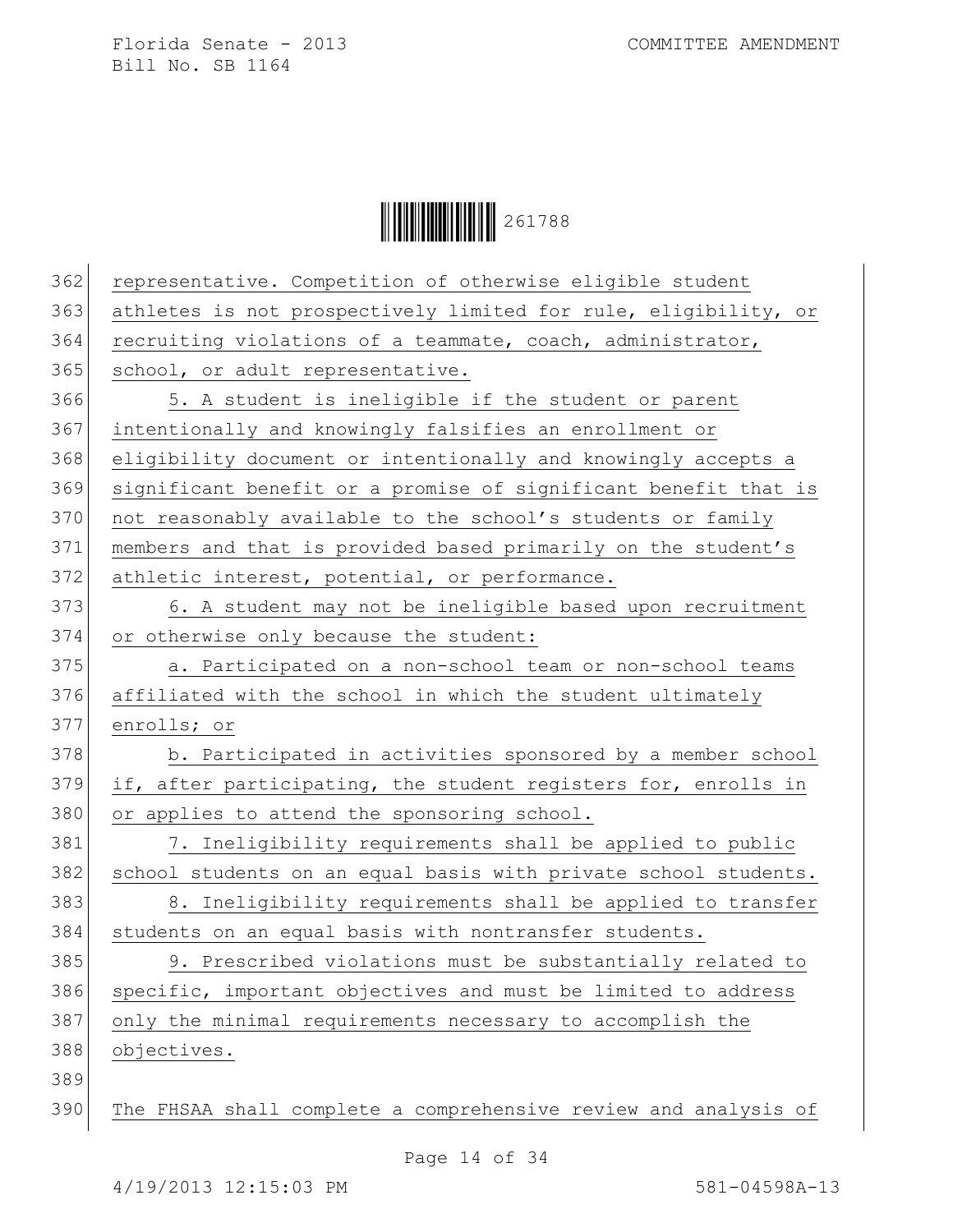representative. Competition of otherwise eligible student athletes is not prospectively limited for rule, eligibility, or recruiting violations of a teammate, coach, administrator, school, or adult representative.

5. A student is ineligible if the student or parent intentionally and knowingly falsifies an enrollment or eligibility document or intentionally and knowingly accepts a significant benefit or a promise of significant benefit that is not reasonably available to the school's students or family members and that is provided based primarily on the student's athletic interest, potential, or performance.

6. A student may not be ineligible based upon recruitment or otherwise only because the student:

a. Participated on a non-school team or non-school teams affiliated with the school in which the student ultimately enrolls; or

b. Participated in activities sponsored by a member school if, after participating, the student registers for, enrolls in or applies to attend the sponsoring school.

7. Ineligibility requirements shall be applied to public school students on an equal basis with private school students.

8. Ineligibility requirements shall be applied to transfer students on an equal basis with nontransfer students.

9. Prescribed violations must be substantially related to specific, important objectives and must be limited to address only the minimal requirements necessary to accomplish the objectives.

The FHSAA shall complete a comprehensive review and analysis of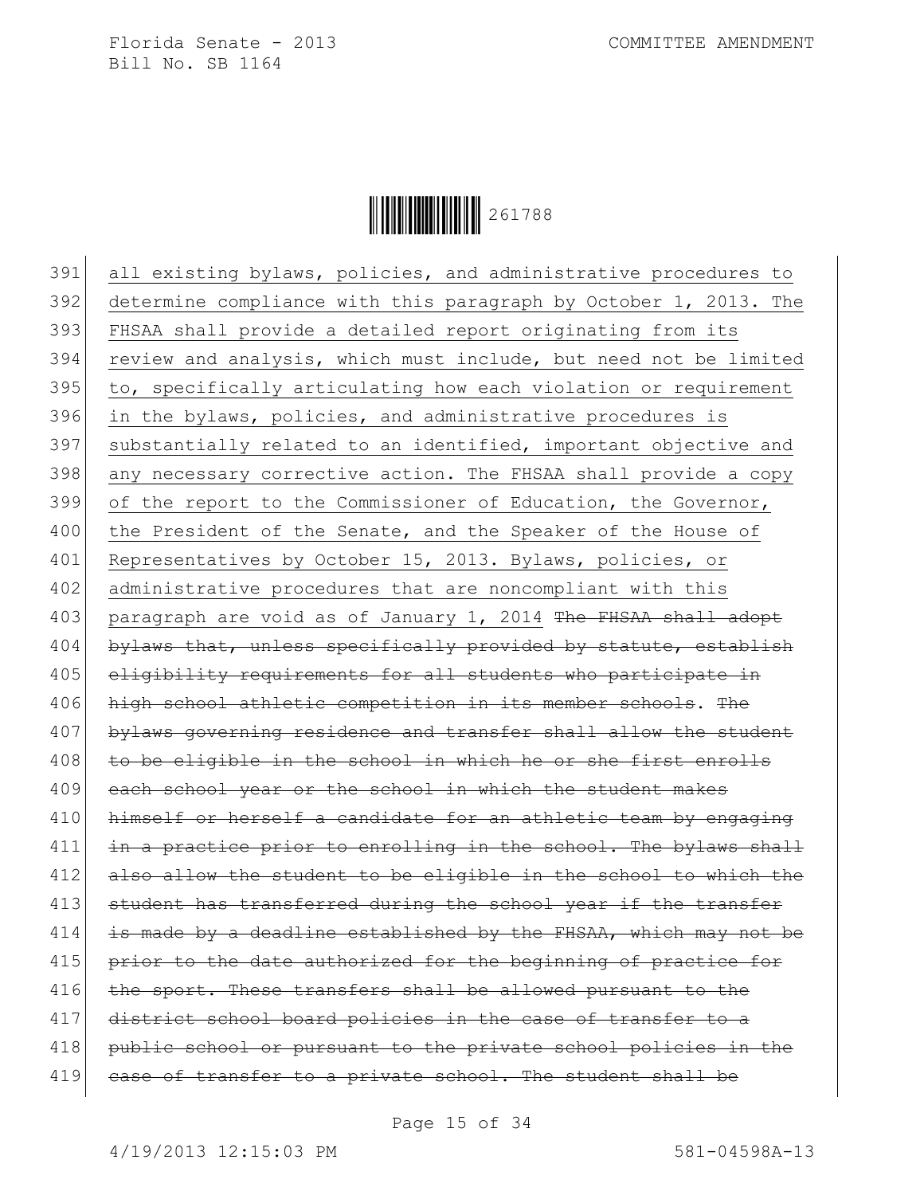391 all existing bylaws, policies, and administrative procedures to
392 determine compliance with this paragraph by October 1, 2013. The
393 FHSAA shall provide a detailed report originating from its
394 review and analysis, which must include, but need not be limited
395 to, specifically articulating how each violation or requirement
396 in the bylaws, policies, and administrative procedures is
397 substantially related to an identified, important objective and
398 any necessary corrective action. The FHSAA shall provide a copy
399 of the report to the Commissioner of Education, the Governor,
400 the President of the Senate, and the Speaker of the House of
401 Representatives by October 15, 2013. Bylaws, policies, or
402 administrative procedures that are noncompliant with this
403 paragraph are void as of January 1, 2014 ~~The FHSAA shall adopt~~
404 ~~bylaws that, unless specifically provided by statute, establish~~
405 ~~eligibility requirements for all students who participate in~~
406 ~~high school athletic competition in its member schools~~. ~~The~~
407 ~~bylaws governing residence and transfer shall allow the student~~
408 ~~to be eligible in the school in which he or she first enrolls~~
409 ~~each school year or the school in which the student makes~~
410 ~~himself or herself a candidate for an athletic team by engaging~~
411 ~~in a practice prior to enrolling in the school. The bylaws shall~~
412 ~~also allow the student to be eligible in the school to which the~~
413 ~~student has transferred during the school year if the transfer~~
414 ~~is made by a deadline established by the FHSAA, which may not be~~
415 ~~prior to the date authorized for the beginning of practice for~~
416 ~~the sport. These transfers shall be allowed pursuant to the~~
417 ~~district school board policies in the case of transfer to a~~
418 ~~public school or pursuant to the private school policies in the~~
419 ~~case of transfer to a private school. The student shall be~~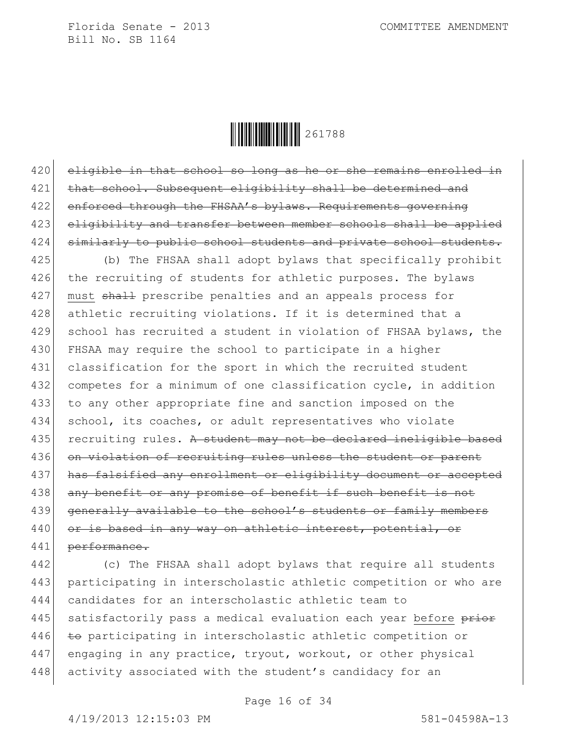~~eligible in that school so long as he or she remains enrolled in that school. Subsequent eligibility shall be determined and enforced through the FHSAA's bylaws. Requirements governing eligibility and transfer between member schools shall be applied similarly to public school students and private school students.~~

(b) The FHSAA shall adopt bylaws that specifically prohibit the recruiting of students for athletic purposes. The bylaws <u>must</u> ~~shall~~ prescribe penalties and an appeals process for athletic recruiting violations. If it is determined that a school has recruited a student in violation of FHSAA bylaws, the FHSAA may require the school to participate in a higher classification for the sport in which the recruited student competes for a minimum of one classification cycle, in addition to any other appropriate fine and sanction imposed on the school, its coaches, or adult representatives who violate recruiting rules. ~~A student may not be declared ineligible based on violation of recruiting rules unless the student or parent has falsified any enrollment or eligibility document or accepted any benefit or any promise of benefit if such benefit is not generally available to the school's students or family members or is based in any way on athletic interest, potential, or performance.~~

(c) The FHSAA shall adopt bylaws that require all students participating in interscholastic athletic competition or who are candidates for an interscholastic athletic team to satisfactorily pass a medical evaluation each year <u>before</u> ~~prior to~~ participating in interscholastic athletic competition or engaging in any practice, tryout, workout, or other physical activity associated with the student's candidacy for an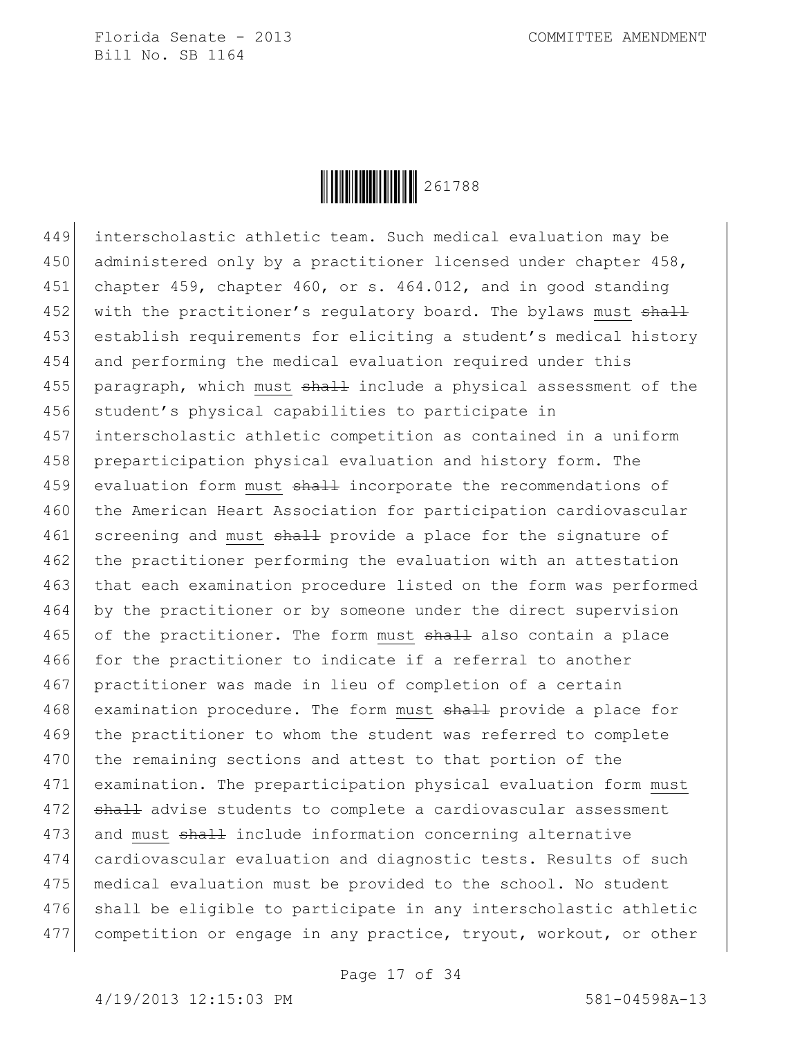interscholastic athletic team. Such medical evaluation may be administered only by a practitioner licensed under chapter 458, chapter 459, chapter 460, or s. 464.012, and in good standing with the practitioner's regulatory board. The bylaws must ~~shall~~ establish requirements for eliciting a student's medical history and performing the medical evaluation required under this paragraph, which must ~~shall~~ include a physical assessment of the student's physical capabilities to participate in interscholastic athletic competition as contained in a uniform preparticipation physical evaluation and history form. The evaluation form must ~~shall~~ incorporate the recommendations of the American Heart Association for participation cardiovascular screening and must ~~shall~~ provide a place for the signature of the practitioner performing the evaluation with an attestation that each examination procedure listed on the form was performed by the practitioner or by someone under the direct supervision of the practitioner. The form must ~~shall~~ also contain a place for the practitioner to indicate if a referral to another practitioner was made in lieu of completion of a certain examination procedure. The form must ~~shall~~ provide a place for the practitioner to whom the student was referred to complete the remaining sections and attest to that portion of the examination. The preparticipation physical evaluation form must ~~shall~~ advise students to complete a cardiovascular assessment and must ~~shall~~ include information concerning alternative cardiovascular evaluation and diagnostic tests. Results of such medical evaluation must be provided to the school. No student shall be eligible to participate in any interscholastic athletic competition or engage in any practice, tryout, workout, or other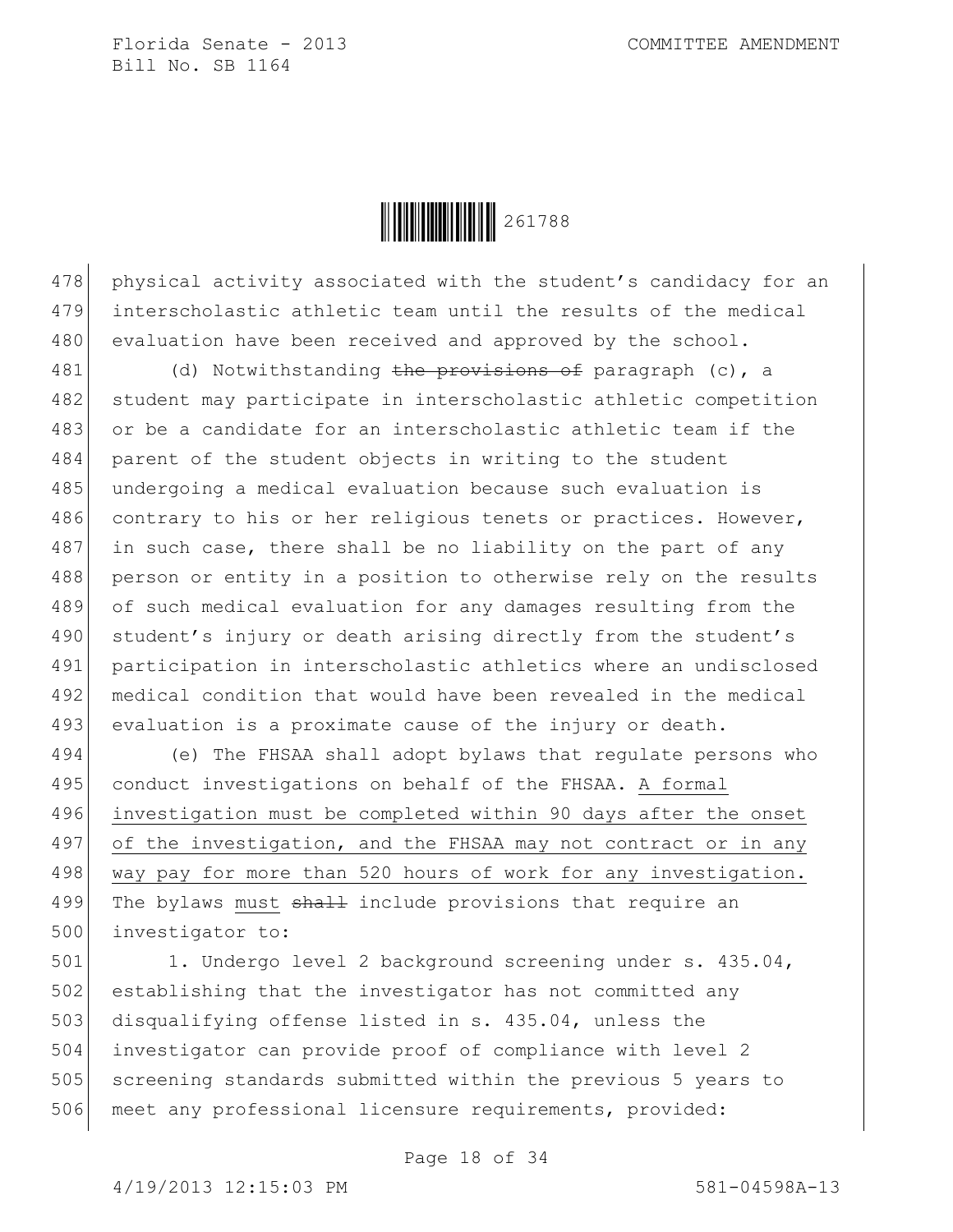physical activity associated with the student's candidacy for an interscholastic athletic team until the results of the medical evaluation have been received and approved by the school.

(d) Notwithstanding ~~the provisions of~~ paragraph (c), a student may participate in interscholastic athletic competition or be a candidate for an interscholastic athletic team if the parent of the student objects in writing to the student undergoing a medical evaluation because such evaluation is contrary to his or her religious tenets or practices. However, in such case, there shall be no liability on the part of any person or entity in a position to otherwise rely on the results of such medical evaluation for any damages resulting from the student's injury or death arising directly from the student's participation in interscholastic athletics where an undisclosed medical condition that would have been revealed in the medical evaluation is a proximate cause of the injury or death.

(e) The FHSAA shall adopt bylaws that regulate persons who conduct investigations on behalf of the FHSAA. <u>A formal investigation must be completed within 90 days after the onset of the investigation, and the FHSAA may not contract or in any way pay for more than 520 hours of work for any investigation.</u> The bylaws <u>must</u> ~~shall~~ include provisions that require an investigator to:

1. Undergo level 2 background screening under s. 435.04, establishing that the investigator has not committed any disqualifying offense listed in s. 435.04, unless the investigator can provide proof of compliance with level 2 screening standards submitted within the previous 5 years to meet any professional licensure requirements, provided: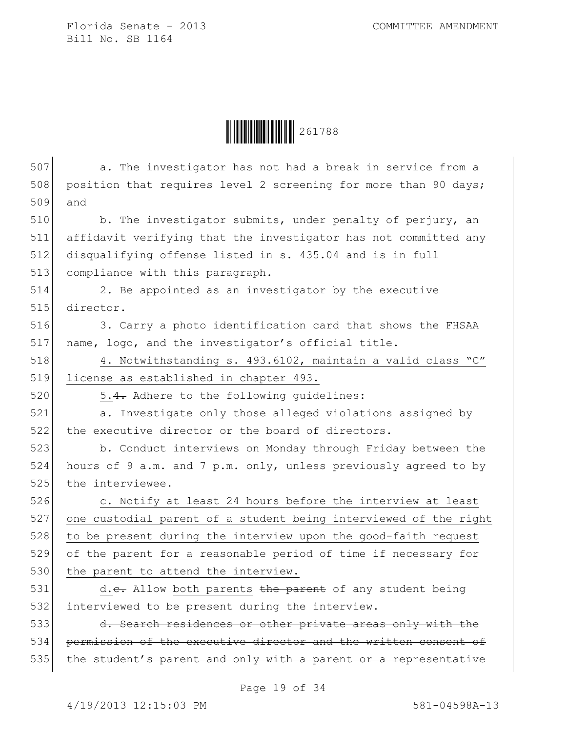507 a. The investigator has not had a break in service from a
508 position that requires level 2 screening for more than 90 days;
509 and

510 b. The investigator submits, under penalty of perjury, an
511 affidavit verifying that the investigator has not committed any
512 disqualifying offense listed in s. 435.04 and is in full
513 compliance with this paragraph.

514 2. Be appointed as an investigator by the executive
515 director.

516 3. Carry a photo identification card that shows the FHSAA
517 name, logo, and the investigator's official title.

518 <u>4. Notwithstanding s. 493.6102, maintain a valid class "C"</u>
519 <u>license as established in chapter 493.</u>

520 <u>5.</u>~~4.~~ Adhere to the following guidelines:

521 a. Investigate only those alleged violations assigned by
522 the executive director or the board of directors.

523 b. Conduct interviews on Monday through Friday between the
524 hours of 9 a.m. and 7 p.m. only, unless previously agreed to by
525 the interviewee.

526 <u>c. Notify at least 24 hours before the interview at least</u>
527 <u>one custodial parent of a student being interviewed of the right</u>
528 <u>to be present during the interview upon the good-faith request</u>
529 <u>of the parent for a reasonable period of time if necessary for</u>
530 <u>the parent to attend the interview.</u>

531 <u>d.</u>~~c.~~ Allow <u>both parents</u> ~~the parent~~ of any student being
532 interviewed to be present during the interview.

533 ~~d. Search residences or other private areas only with the~~
534 ~~permission of the executive director and the written consent of~~
535 ~~the student's parent and only with a parent or a representative~~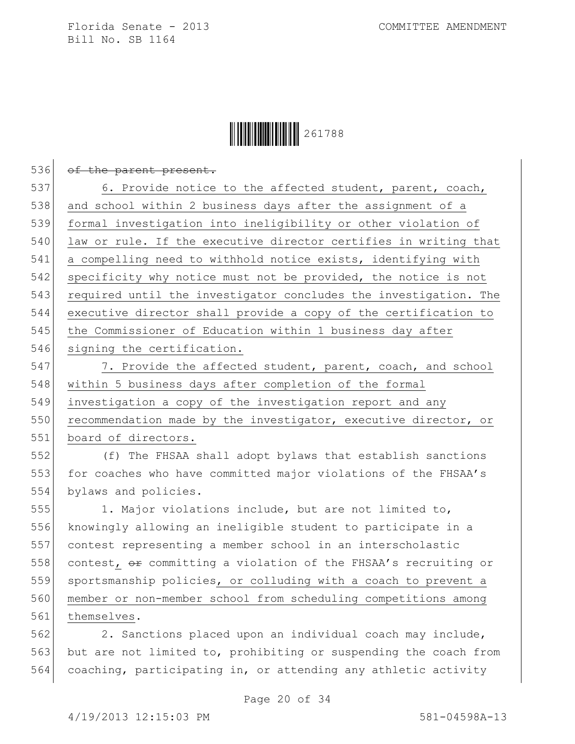~~of the parent present.~~

6. Provide notice to the affected student, parent, coach, and school within 2 business days after the assignment of a formal investigation into ineligibility or other violation of law or rule. If the executive director certifies in writing that a compelling need to withhold notice exists, identifying with specificity why notice must not be provided, the notice is not required until the investigator concludes the investigation. The executive director shall provide a copy of the certification to the Commissioner of Education within 1 business day after signing the certification.

7. Provide the affected student, parent, coach, and school within 5 business days after completion of the formal investigation a copy of the investigation report and any recommendation made by the investigator, executive director, or board of directors.

(f) The FHSAA shall adopt bylaws that establish sanctions for coaches who have committed major violations of the FHSAA's bylaws and policies.

1. Major violations include, but are not limited to, knowingly allowing an ineligible student to participate in a contest representing a member school in an interscholastic contest, ~~or~~ committing a violation of the FHSAA's recruiting or sportsmanship policies, or colluding with a coach to prevent a member or non-member school from scheduling competitions among themselves.

2. Sanctions placed upon an individual coach may include, but are not limited to, prohibiting or suspending the coach from coaching, participating in, or attending any athletic activity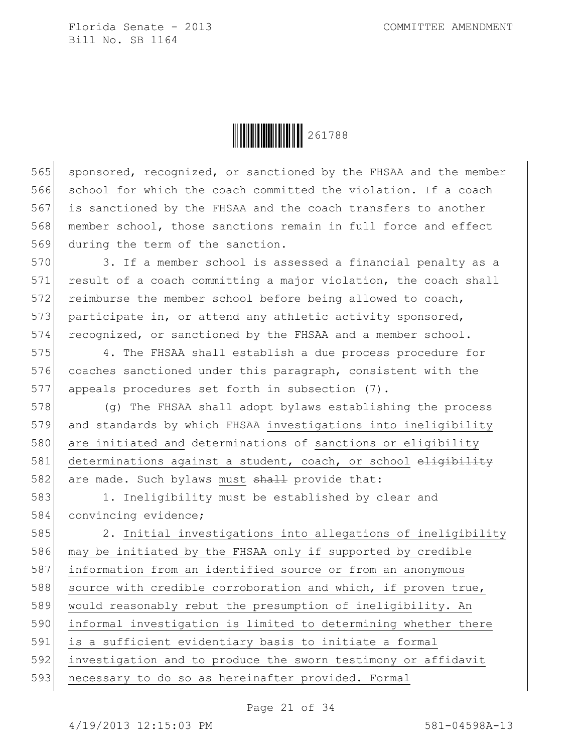sponsored, recognized, or sanctioned by the FHSAA and the member school for which the coach committed the violation. If a coach is sanctioned by the FHSAA and the coach transfers to another member school, those sanctions remain in full force and effect during the term of the sanction.

3. If a member school is assessed a financial penalty as a result of a coach committing a major violation, the coach shall reimburse the member school before being allowed to coach, participate in, or attend any athletic activity sponsored, recognized, or sanctioned by the FHSAA and a member school.

4. The FHSAA shall establish a due process procedure for coaches sanctioned under this paragraph, consistent with the appeals procedures set forth in subsection (7).

(g) The FHSAA shall adopt bylaws establishing the process and standards by which FHSAA investigations into ineligibility are initiated and determinations of sanctions or eligibility determinations against a student, coach, or school ~~eligibility~~ are made. Such bylaws must ~~shall~~ provide that:

1. Ineligibility must be established by clear and convincing evidence;

2. Initial investigations into allegations of ineligibility may be initiated by the FHSAA only if supported by credible information from an identified source or from an anonymous source with credible corroboration and which, if proven true, would reasonably rebut the presumption of ineligibility. An informal investigation is limited to determining whether there is a sufficient evidentiary basis to initiate a formal investigation and to produce the sworn testimony or affidavit necessary to do so as hereinafter provided. Formal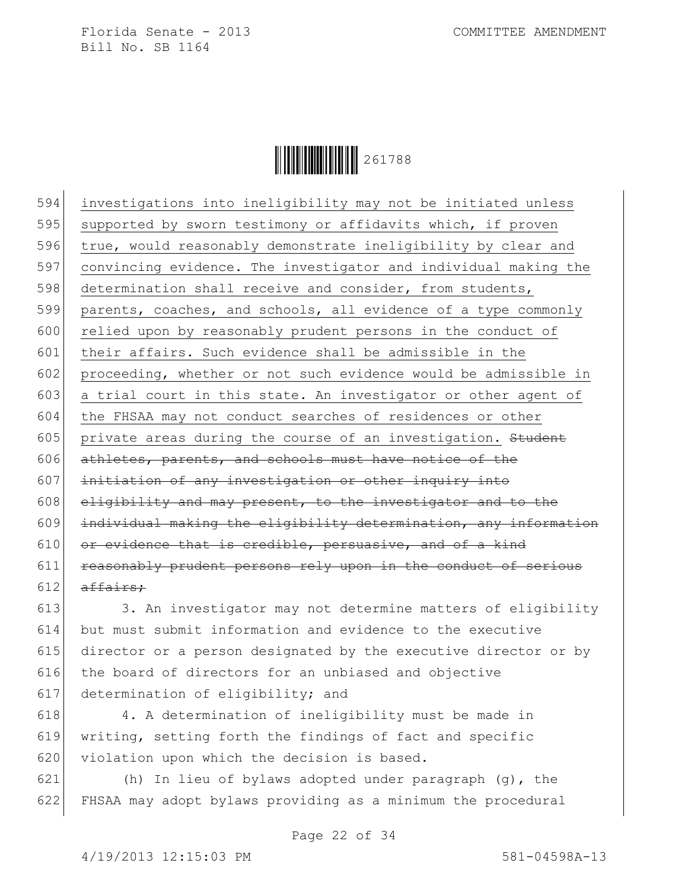investigations into ineligibility may not be initiated unless supported by sworn testimony or affidavits which, if proven true, would reasonably demonstrate ineligibility by clear and convincing evidence. The investigator and individual making the determination shall receive and consider, from students, parents, coaches, and schools, all evidence of a type commonly relied upon by reasonably prudent persons in the conduct of their affairs. Such evidence shall be admissible in the proceeding, whether or not such evidence would be admissible in a trial court in this state. An investigator or other agent of the FHSAA may not conduct searches of residences or other private areas during the course of an investigation. ~~Student athletes, parents, and schools must have notice of the initiation of any investigation or other inquiry into eligibility and may present, to the investigator and to the individual making the eligibility determination, any information or evidence that is credible, persuasive, and of a kind reasonably prudent persons rely upon in the conduct of serious affairs;~~

3. An investigator may not determine matters of eligibility but must submit information and evidence to the executive director or a person designated by the executive director or by the board of directors for an unbiased and objective determination of eligibility; and

4. A determination of ineligibility must be made in writing, setting forth the findings of fact and specific violation upon which the decision is based.

(h) In lieu of bylaws adopted under paragraph (g), the FHSAA may adopt bylaws providing as a minimum the procedural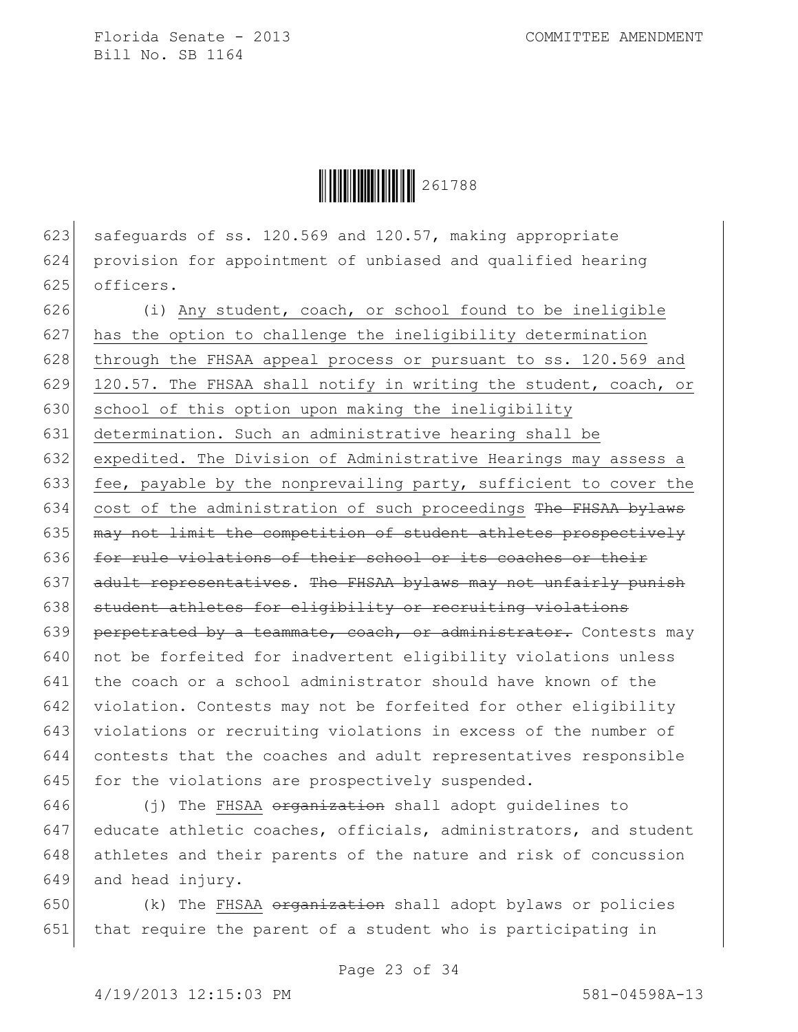safeguards of ss. 120.569 and 120.57, making appropriate provision for appointment of unbiased and qualified hearing officers.

(i) <u>Any student, coach, or school found to be ineligible has the option to challenge the ineligibility determination through the FHSAA appeal process or pursuant to ss. 120.569 and 120.57. The FHSAA shall notify in writing the student, coach, or school of this option upon making the ineligibility determination. Such an administrative hearing shall be expedited. The Division of Administrative Hearings may assess a fee, payable by the nonprevailing party, sufficient to cover the cost of the administration of such proceedings</u> ~~The FHSAA bylaws may not limit the competition of student athletes prospectively for rule violations of their school or its coaches or their adult representatives~~. ~~The FHSAA bylaws may not unfairly punish student athletes for eligibility or recruiting violations perpetrated by a teammate, coach, or administrator.~~ Contests may not be forfeited for inadvertent eligibility violations unless the coach or a school administrator should have known of the violation. Contests may not be forfeited for other eligibility violations or recruiting violations in excess of the number of contests that the coaches and adult representatives responsible for the violations are prospectively suspended.

(j) The <u>FHSAA</u> ~~organization~~ shall adopt guidelines to educate athletic coaches, officials, administrators, and student athletes and their parents of the nature and risk of concussion and head injury.

(k) The <u>FHSAA</u> ~~organization~~ shall adopt bylaws or policies that require the parent of a student who is participating in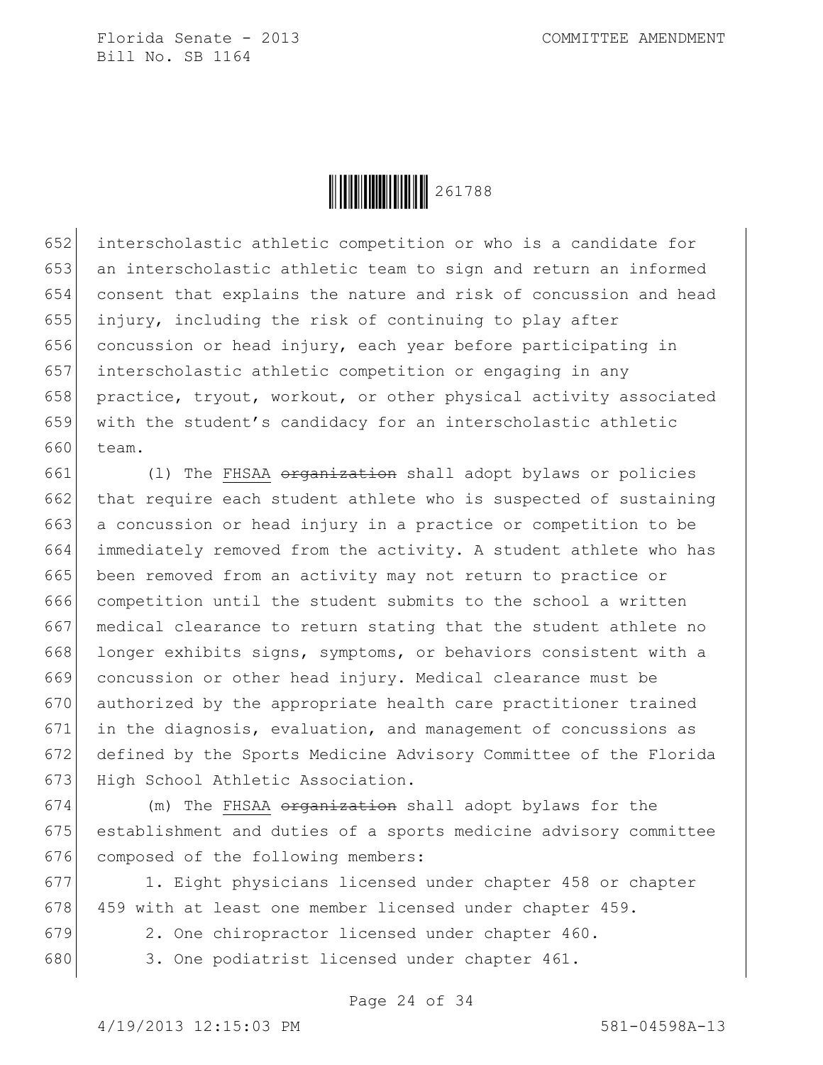interscholastic athletic competition or who is a candidate for an interscholastic athletic team to sign and return an informed consent that explains the nature and risk of concussion and head injury, including the risk of continuing to play after concussion or head injury, each year before participating in interscholastic athletic competition or engaging in any practice, tryout, workout, or other physical activity associated with the student's candidacy for an interscholastic athletic team.

(l) The FHSAA ~~organization~~ shall adopt bylaws or policies that require each student athlete who is suspected of sustaining a concussion or head injury in a practice or competition to be immediately removed from the activity. A student athlete who has been removed from an activity may not return to practice or competition until the student submits to the school a written medical clearance to return stating that the student athlete no longer exhibits signs, symptoms, or behaviors consistent with a concussion or other head injury. Medical clearance must be authorized by the appropriate health care practitioner trained in the diagnosis, evaluation, and management of concussions as defined by the Sports Medicine Advisory Committee of the Florida High School Athletic Association.

(m) The FHSAA ~~organization~~ shall adopt bylaws for the establishment and duties of a sports medicine advisory committee composed of the following members:

1. Eight physicians licensed under chapter 458 or chapter 459 with at least one member licensed under chapter 459.

2. One chiropractor licensed under chapter 460.

3. One podiatrist licensed under chapter 461.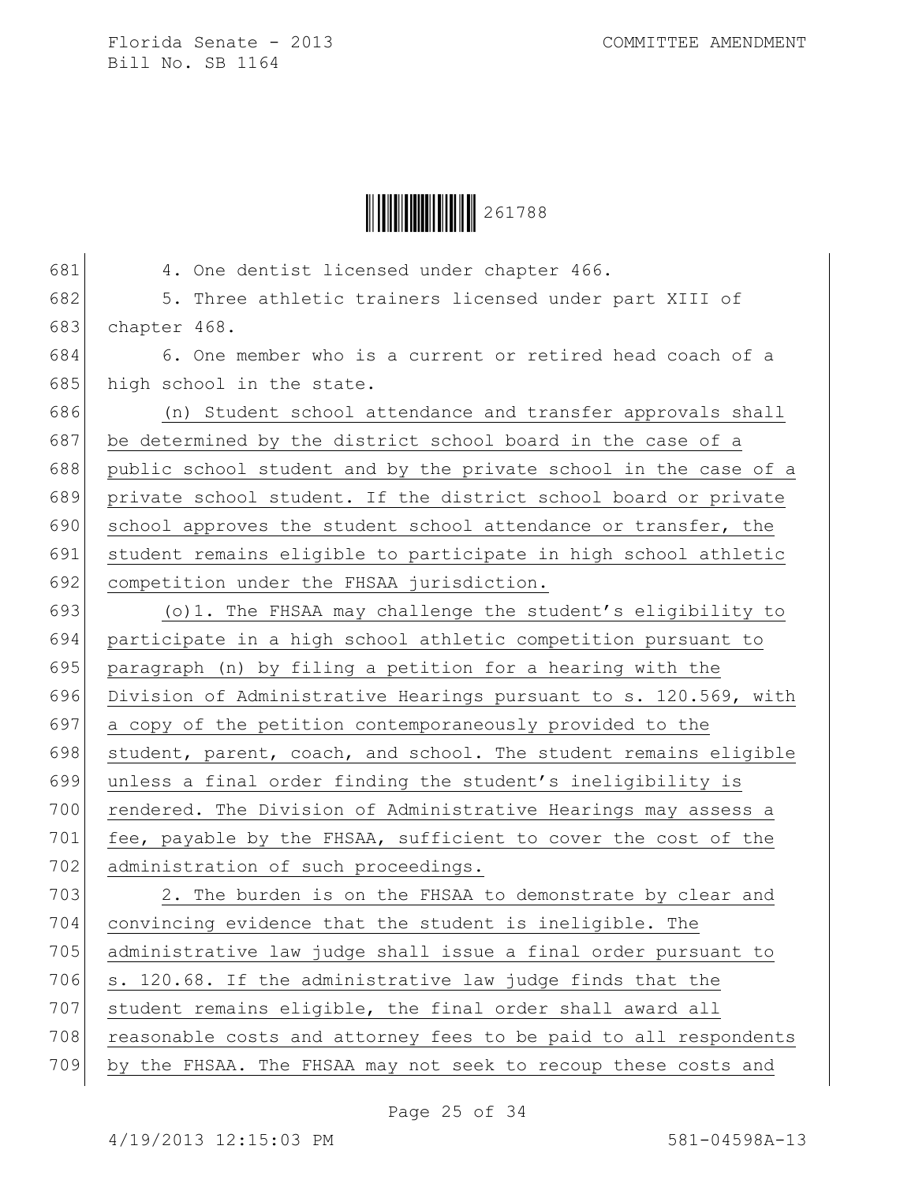4. One dentist licensed under chapter 466.

5. Three athletic trainers licensed under part XIII of chapter 468.

6. One member who is a current or retired head coach of a high school in the state.

(n) Student school attendance and transfer approvals shall be determined by the district school board in the case of a public school student and by the private school in the case of a private school student. If the district school board or private school approves the student school attendance or transfer, the student remains eligible to participate in high school athletic competition under the FHSAA jurisdiction.

(o)1. The FHSAA may challenge the student's eligibility to participate in a high school athletic competition pursuant to paragraph (n) by filing a petition for a hearing with the Division of Administrative Hearings pursuant to s. 120.569, with a copy of the petition contemporaneously provided to the student, parent, coach, and school. The student remains eligible unless a final order finding the student's ineligibility is rendered. The Division of Administrative Hearings may assess a fee, payable by the FHSAA, sufficient to cover the cost of the administration of such proceedings.

2. The burden is on the FHSAA to demonstrate by clear and convincing evidence that the student is ineligible. The administrative law judge shall issue a final order pursuant to s. 120.68. If the administrative law judge finds that the student remains eligible, the final order shall award all reasonable costs and attorney fees to be paid to all respondents by the FHSAA. The FHSAA may not seek to recoup these costs and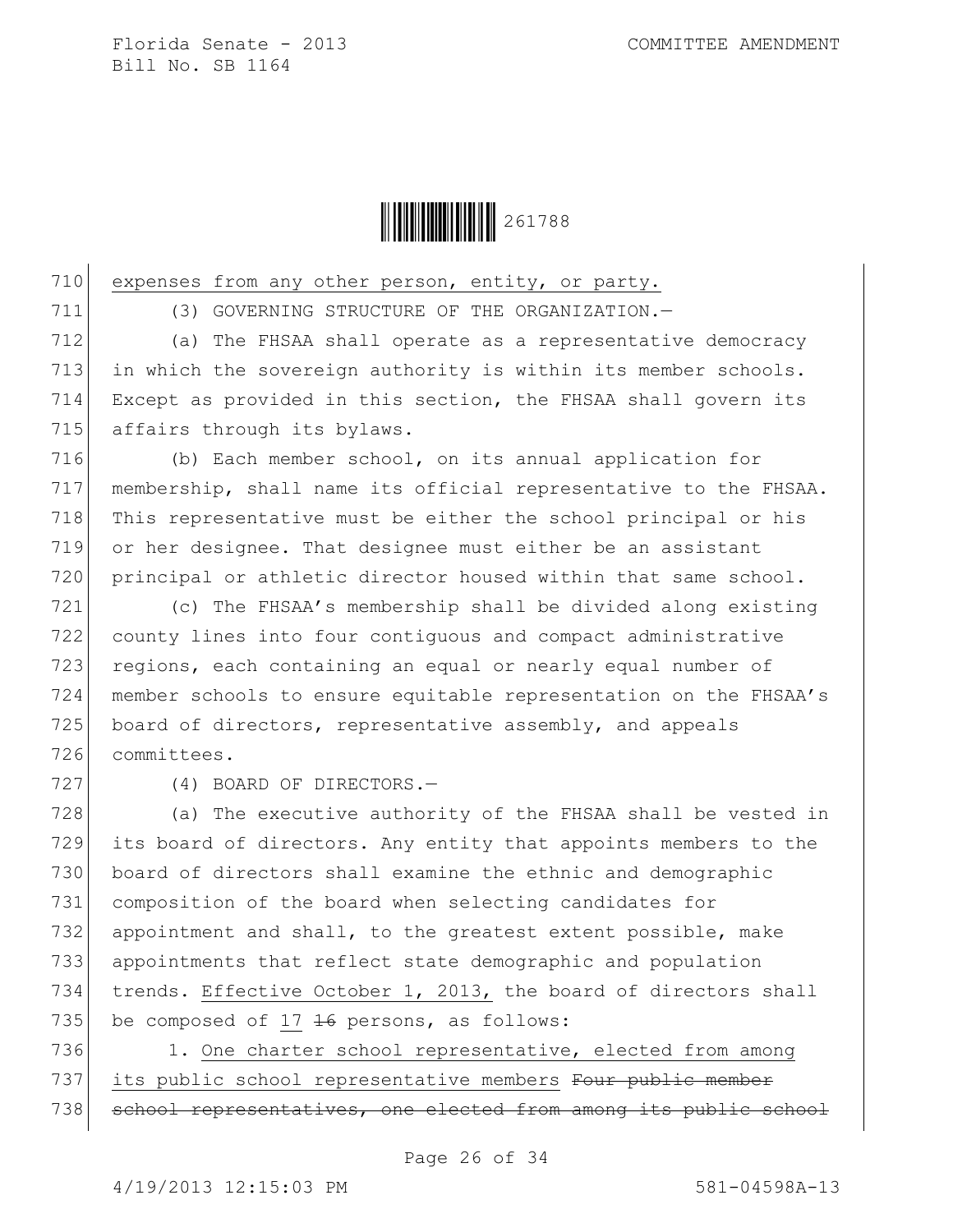710 expenses from any other person, entity, or party.

711 (3) GOVERNING STRUCTURE OF THE ORGANIZATION.—

712 (a) The FHSAA shall operate as a representative democracy
713 in which the sovereign authority is within its member schools.
714 Except as provided in this section, the FHSAA shall govern its
715 affairs through its bylaws.

716 (b) Each member school, on its annual application for
717 membership, shall name its official representative to the FHSAA.
718 This representative must be either the school principal or his
719 or her designee. That designee must either be an assistant
720 principal or athletic director housed within that same school.

721 (c) The FHSAA's membership shall be divided along existing
722 county lines into four contiguous and compact administrative
723 regions, each containing an equal or nearly equal number of
724 member schools to ensure equitable representation on the FHSAA's
725 board of directors, representative assembly, and appeals
726 committees.

727 (4) BOARD OF DIRECTORS.—

728 (a) The executive authority of the FHSAA shall be vested in
729 its board of directors. Any entity that appoints members to the
730 board of directors shall examine the ethnic and demographic
731 composition of the board when selecting candidates for
732 appointment and shall, to the greatest extent possible, make
733 appointments that reflect state demographic and population
734 trends. Effective October 1, 2013, the board of directors shall
735 be composed of 17 ~~16~~ persons, as follows:

736 1. One charter school representative, elected from among
737 its public school representative members ~~Four public member~~
738 ~~school representatives, one elected from among its public school~~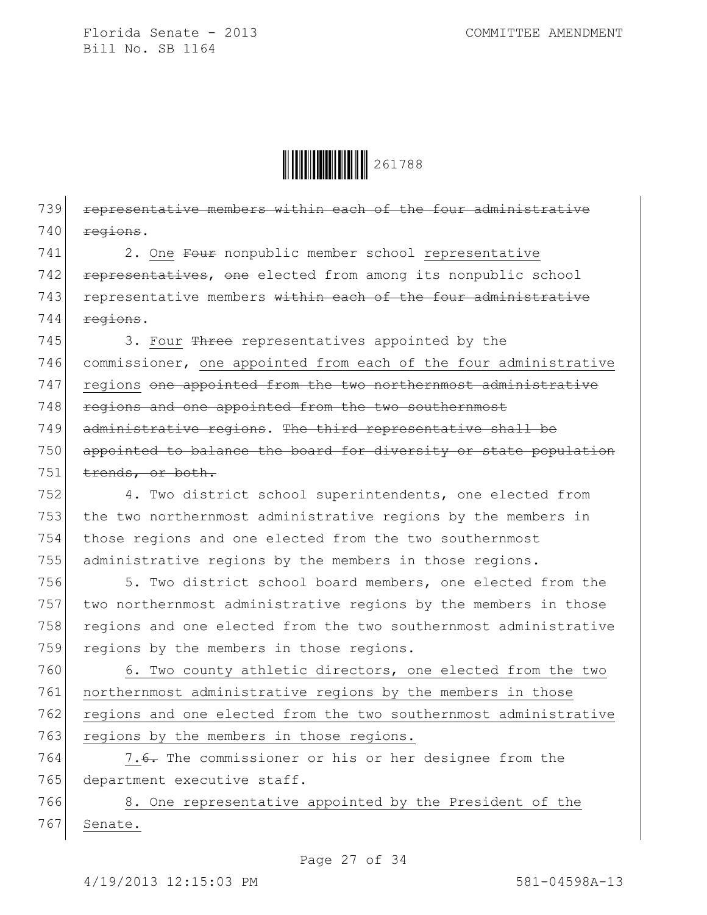739 ~~representative members within each of the four administrative~~
740 ~~regions~~.

741 2. One ~~Four~~ nonpublic member school representative
742 ~~representatives~~, ~~one~~ elected from among its nonpublic school
743 representative members ~~within each of the four administrative~~
744 ~~regions~~.

745 3. Four ~~Three~~ representatives appointed by the
746 commissioner, one appointed from each of the four administrative
747 regions ~~one appointed from the two northernmost administrative~~
748 ~~regions and one appointed from the two southernmost~~
749 ~~administrative regions~~. ~~The third representative shall be~~
750 ~~appointed to balance the board for diversity or state population~~
751 ~~trends, or both.~~

752 4. Two district school superintendents, one elected from
753 the two northernmost administrative regions by the members in
754 those regions and one elected from the two southernmost
755 administrative regions by the members in those regions.

756 5. Two district school board members, one elected from the
757 two northernmost administrative regions by the members in those
758 regions and one elected from the two southernmost administrative
759 regions by the members in those regions.

760 6. Two county athletic directors, one elected from the two
761 northernmost administrative regions by the members in those
762 regions and one elected from the two southernmost administrative
763 regions by the members in those regions.

764 7.~~6.~~ The commissioner or his or her designee from the
765 department executive staff.

766 8. One representative appointed by the President of the
767 Senate.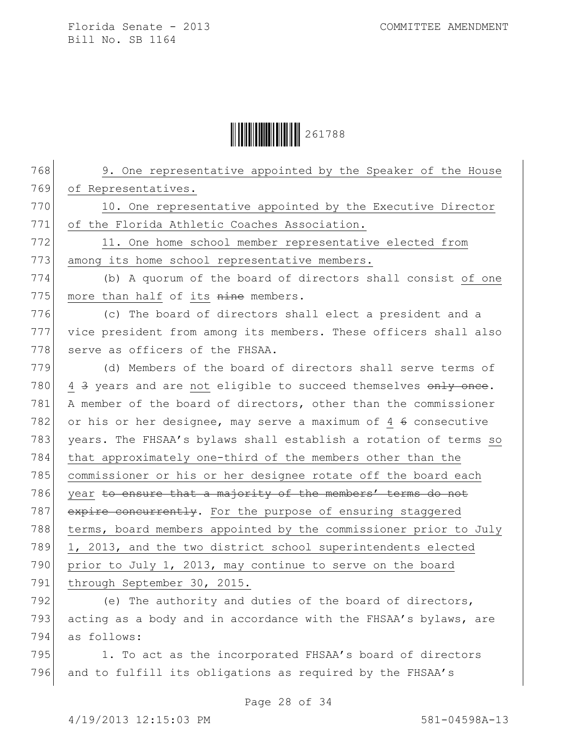9. One representative appointed by the Speaker of the House of Representatives.

10. One representative appointed by the Executive Director of the Florida Athletic Coaches Association.

11. One home school member representative elected from among its home school representative members.

(b) A quorum of the board of directors shall consist of one more than half of its ~~nine~~ members.

(c) The board of directors shall elect a president and a vice president from among its members. These officers shall also serve as officers of the FHSAA.

(d) Members of the board of directors shall serve terms of 4 ~~3~~ years and are not eligible to succeed themselves ~~only once~~. A member of the board of directors, other than the commissioner or his or her designee, may serve a maximum of 4 ~~6~~ consecutive years. The FHSAA's bylaws shall establish a rotation of terms so that approximately one-third of the members other than the commissioner or his or her designee rotate off the board each year ~~to ensure that a majority of the members' terms do not expire concurrently~~. For the purpose of ensuring staggered terms, board members appointed by the commissioner prior to July 1, 2013, and the two district school superintendents elected prior to July 1, 2013, may continue to serve on the board through September 30, 2015.

(e) The authority and duties of the board of directors, acting as a body and in accordance with the FHSAA's bylaws, are as follows:

1. To act as the incorporated FHSAA's board of directors and to fulfill its obligations as required by the FHSAA's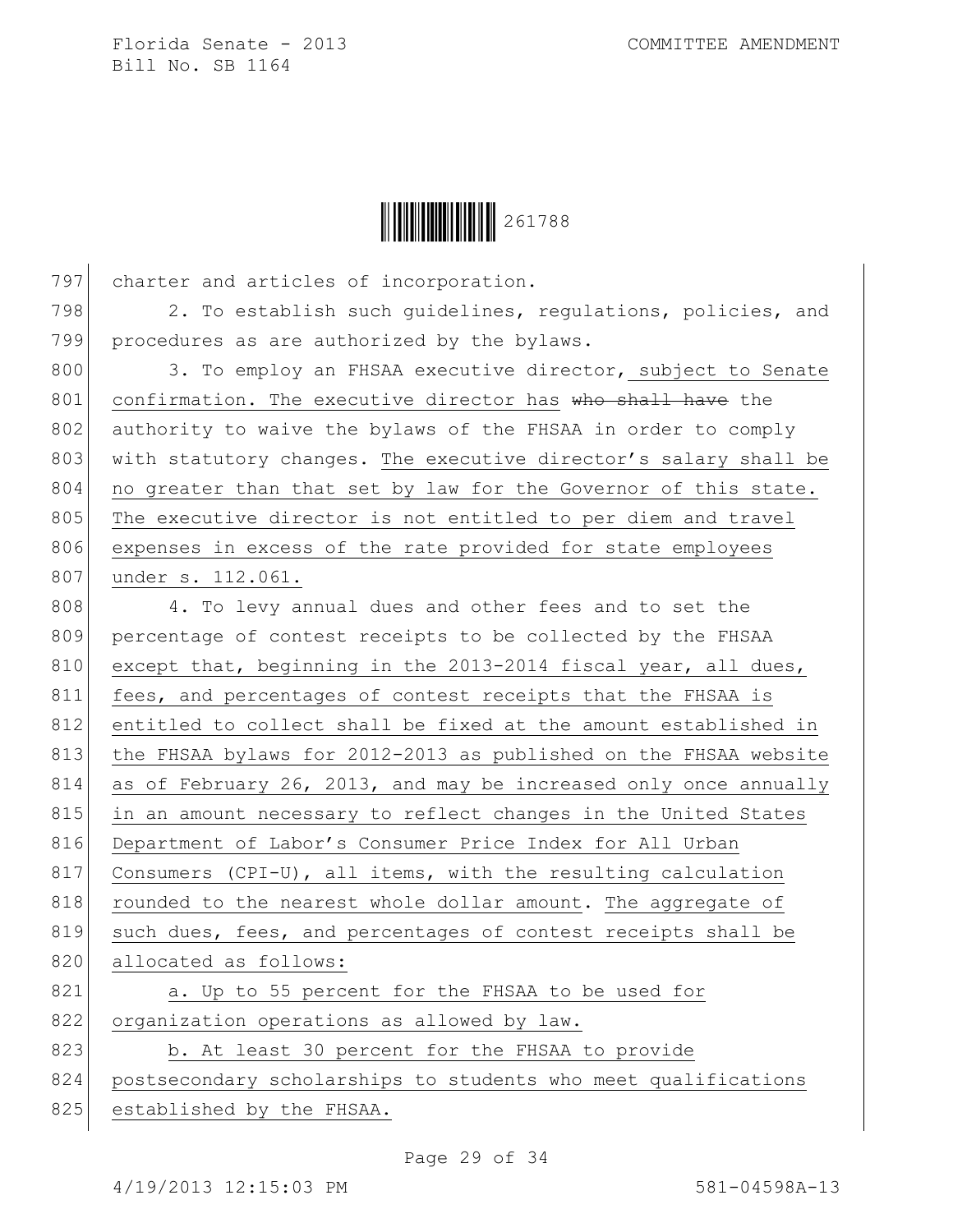charter and articles of incorporation.

2. To establish such guidelines, regulations, policies, and procedures as are authorized by the bylaws.

3. To employ an FHSAA executive director, subject to Senate confirmation. The executive director has ~~who shall have~~ the authority to waive the bylaws of the FHSAA in order to comply with statutory changes. The executive director's salary shall be no greater than that set by law for the Governor of this state. The executive director is not entitled to per diem and travel expenses in excess of the rate provided for state employees under s. 112.061.

4. To levy annual dues and other fees and to set the percentage of contest receipts to be collected by the FHSAA except that, beginning in the 2013-2014 fiscal year, all dues, fees, and percentages of contest receipts that the FHSAA is entitled to collect shall be fixed at the amount established in the FHSAA bylaws for 2012-2013 as published on the FHSAA website as of February 26, 2013, and may be increased only once annually in an amount necessary to reflect changes in the United States Department of Labor's Consumer Price Index for All Urban Consumers (CPI-U), all items, with the resulting calculation rounded to the nearest whole dollar amount. The aggregate of such dues, fees, and percentages of contest receipts shall be allocated as follows:

a. Up to 55 percent for the FHSAA to be used for organization operations as allowed by law.

b. At least 30 percent for the FHSAA to provide postsecondary scholarships to students who meet qualifications established by the FHSAA.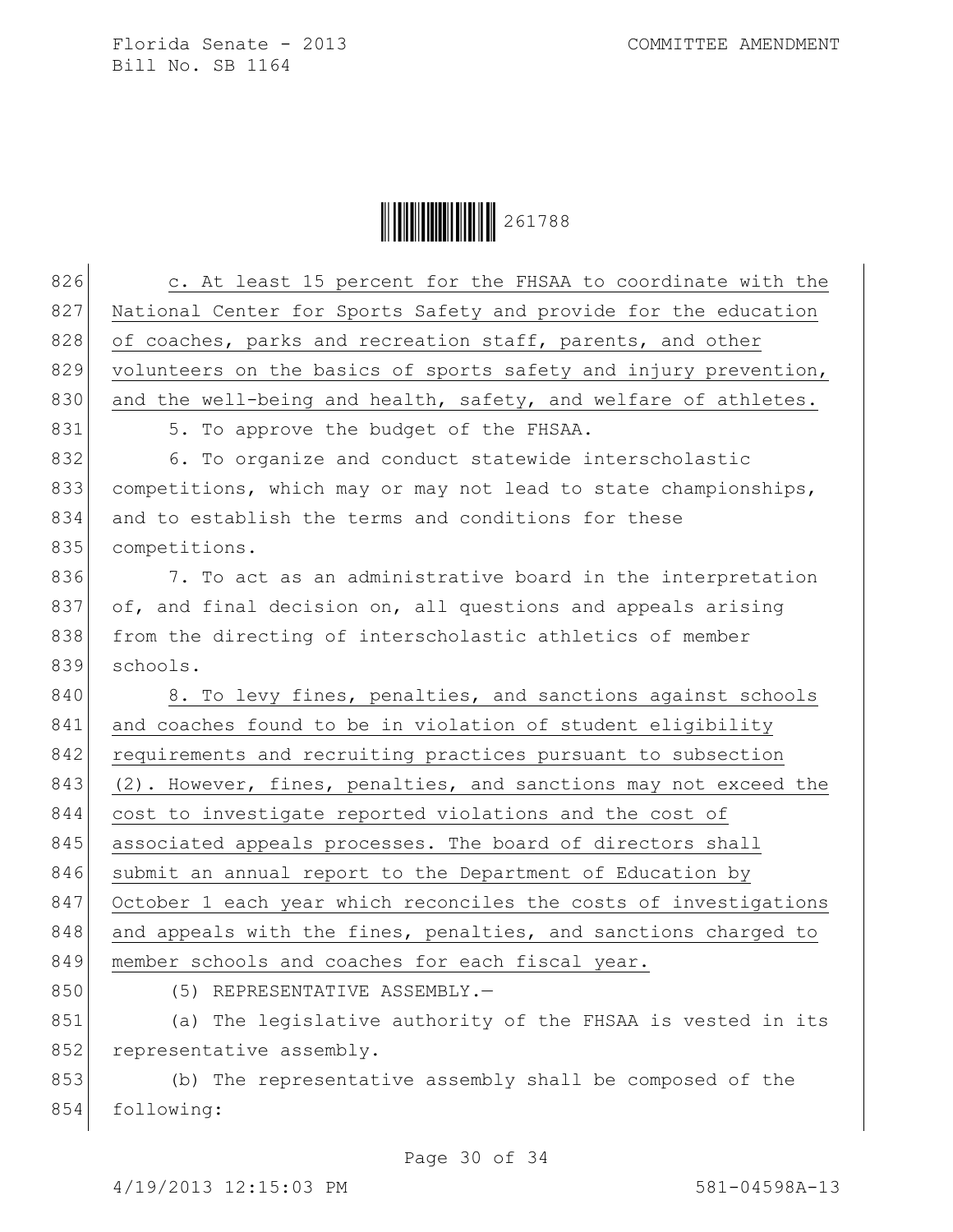c. At least 15 percent for the FHSAA to coordinate with the National Center for Sports Safety and provide for the education of coaches, parks and recreation staff, parents, and other volunteers on the basics of sports safety and injury prevention, and the well-being and health, safety, and welfare of athletes.

5. To approve the budget of the FHSAA.

6. To organize and conduct statewide interscholastic competitions, which may or may not lead to state championships, and to establish the terms and conditions for these competitions.

7. To act as an administrative board in the interpretation of, and final decision on, all questions and appeals arising from the directing of interscholastic athletics of member schools.

8. To levy fines, penalties, and sanctions against schools and coaches found to be in violation of student eligibility requirements and recruiting practices pursuant to subsection (2). However, fines, penalties, and sanctions may not exceed the cost to investigate reported violations and the cost of associated appeals processes. The board of directors shall submit an annual report to the Department of Education by October 1 each year which reconciles the costs of investigations and appeals with the fines, penalties, and sanctions charged to member schools and coaches for each fiscal year.

(5) REPRESENTATIVE ASSEMBLY.—

(a) The legislative authority of the FHSAA is vested in its representative assembly.

(b) The representative assembly shall be composed of the following: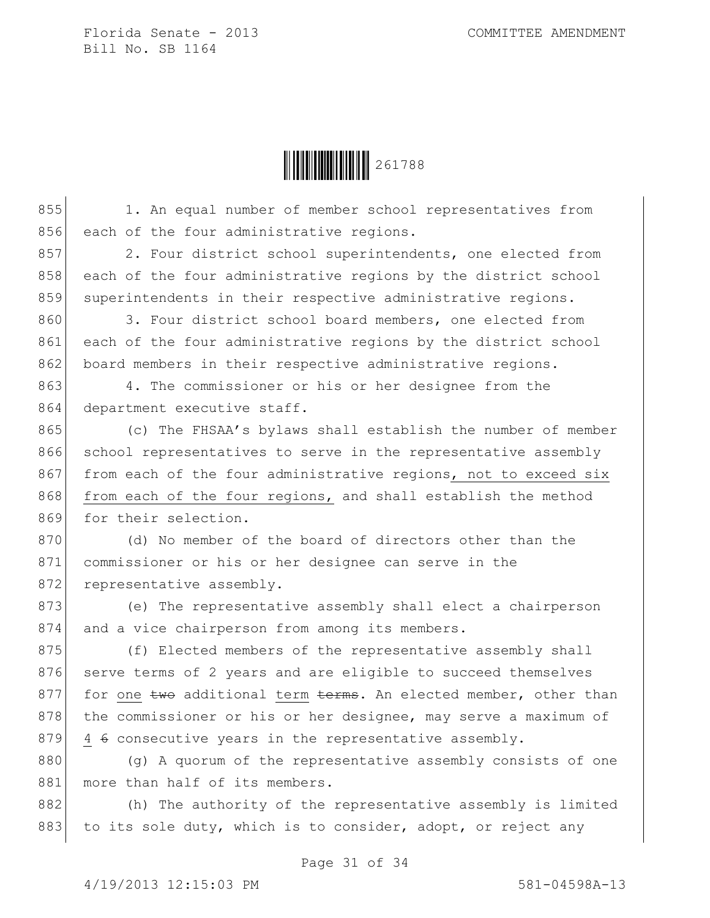1. An equal number of member school representatives from each of the four administrative regions.

2. Four district school superintendents, one elected from each of the four administrative regions by the district school superintendents in their respective administrative regions.

3. Four district school board members, one elected from each of the four administrative regions by the district school board members in their respective administrative regions.

4. The commissioner or his or her designee from the department executive staff.

(c) The FHSAA's bylaws shall establish the number of member school representatives to serve in the representative assembly from each of the four administrative regions, not to exceed six from each of the four regions, and shall establish the method for their selection.

(d) No member of the board of directors other than the commissioner or his or her designee can serve in the representative assembly.

(e) The representative assembly shall elect a chairperson and a vice chairperson from among its members.

(f) Elected members of the representative assembly shall serve terms of 2 years and are eligible to succeed themselves for one ~~two~~ additional term ~~terms~~. An elected member, other than the commissioner or his or her designee, may serve a maximum of 4 ~~6~~ consecutive years in the representative assembly.

(g) A quorum of the representative assembly consists of one more than half of its members.

(h) The authority of the representative assembly is limited to its sole duty, which is to consider, adopt, or reject any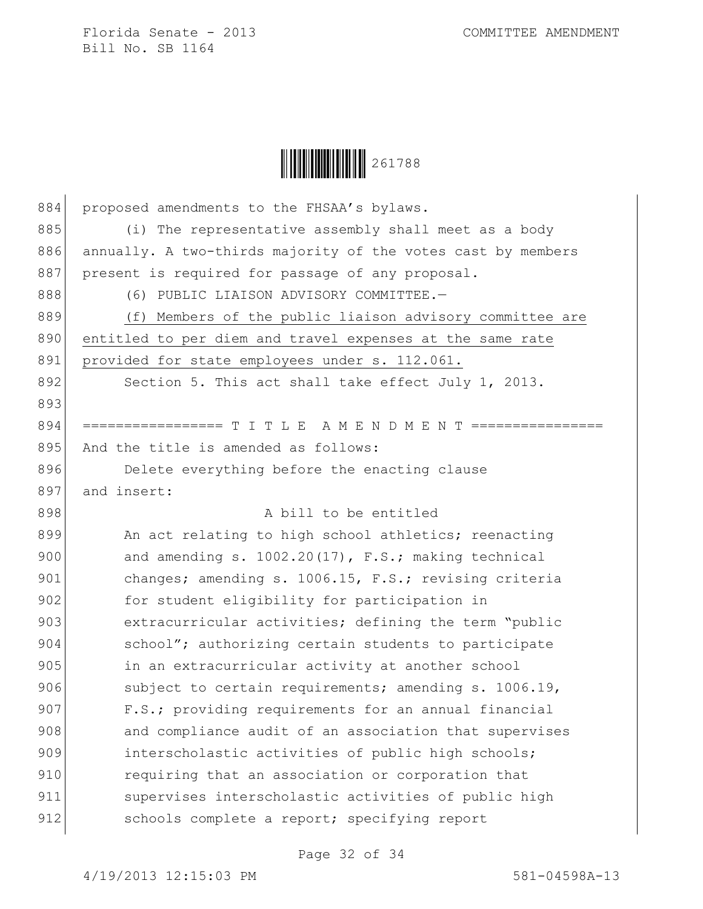proposed amendments to the FHSAA's bylaws.

(i) The representative assembly shall meet as a body annually. A two-thirds majority of the votes cast by members present is required for passage of any proposal.

(6) PUBLIC LIAISON ADVISORY COMMITTEE.—

<u>(f) Members of the public liaison advisory committee are entitled to per diem and travel expenses at the same rate provided for state employees under s. 112.061.</u>

Section 5. This act shall take effect July 1, 2013.

================= T I T L E A M E N D M E N T ================

And the title is amended as follows:

Delete everything before the enacting clause and insert:

A bill to be entitled

An act relating to high school athletics; reenacting and amending s. 1002.20(17), F.S.; making technical changes; amending s. 1006.15, F.S.; revising criteria for student eligibility for participation in extracurricular activities; defining the term "public school"; authorizing certain students to participate in an extracurricular activity at another school subject to certain requirements; amending s. 1006.19, F.S.; providing requirements for an annual financial and compliance audit of an association that supervises interscholastic activities of public high schools; requiring that an association or corporation that supervises interscholastic activities of public high schools complete a report; specifying report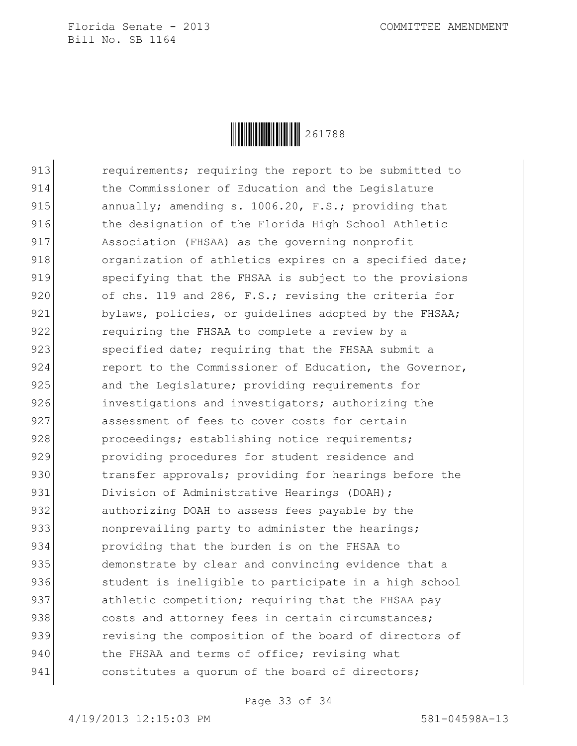913 requirements; requiring the report to be submitted to
914 the Commissioner of Education and the Legislature
915 annually; amending s. 1006.20, F.S.; providing that
916 the designation of the Florida High School Athletic
917 Association (FHSAA) as the governing nonprofit
918 organization of athletics expires on a specified date;
919 specifying that the FHSAA is subject to the provisions
920 of chs. 119 and 286, F.S.; revising the criteria for
921 bylaws, policies, or guidelines adopted by the FHSAA;
922 requiring the FHSAA to complete a review by a
923 specified date; requiring that the FHSAA submit a
924 report to the Commissioner of Education, the Governor,
925 and the Legislature; providing requirements for
926 investigations and investigators; authorizing the
927 assessment of fees to cover costs for certain
928 proceedings; establishing notice requirements;
929 providing procedures for student residence and
930 transfer approvals; providing for hearings before the
931 Division of Administrative Hearings (DOAH);
932 authorizing DOAH to assess fees payable by the
933 nonprevailing party to administer the hearings;
934 providing that the burden is on the FHSAA to
935 demonstrate by clear and convincing evidence that a
936 student is ineligible to participate in a high school
937 athletic competition; requiring that the FHSAA pay
938 costs and attorney fees in certain circumstances;
939 revising the composition of the board of directors of
940 the FHSAA and terms of office; revising what
941 constitutes a quorum of the board of directors;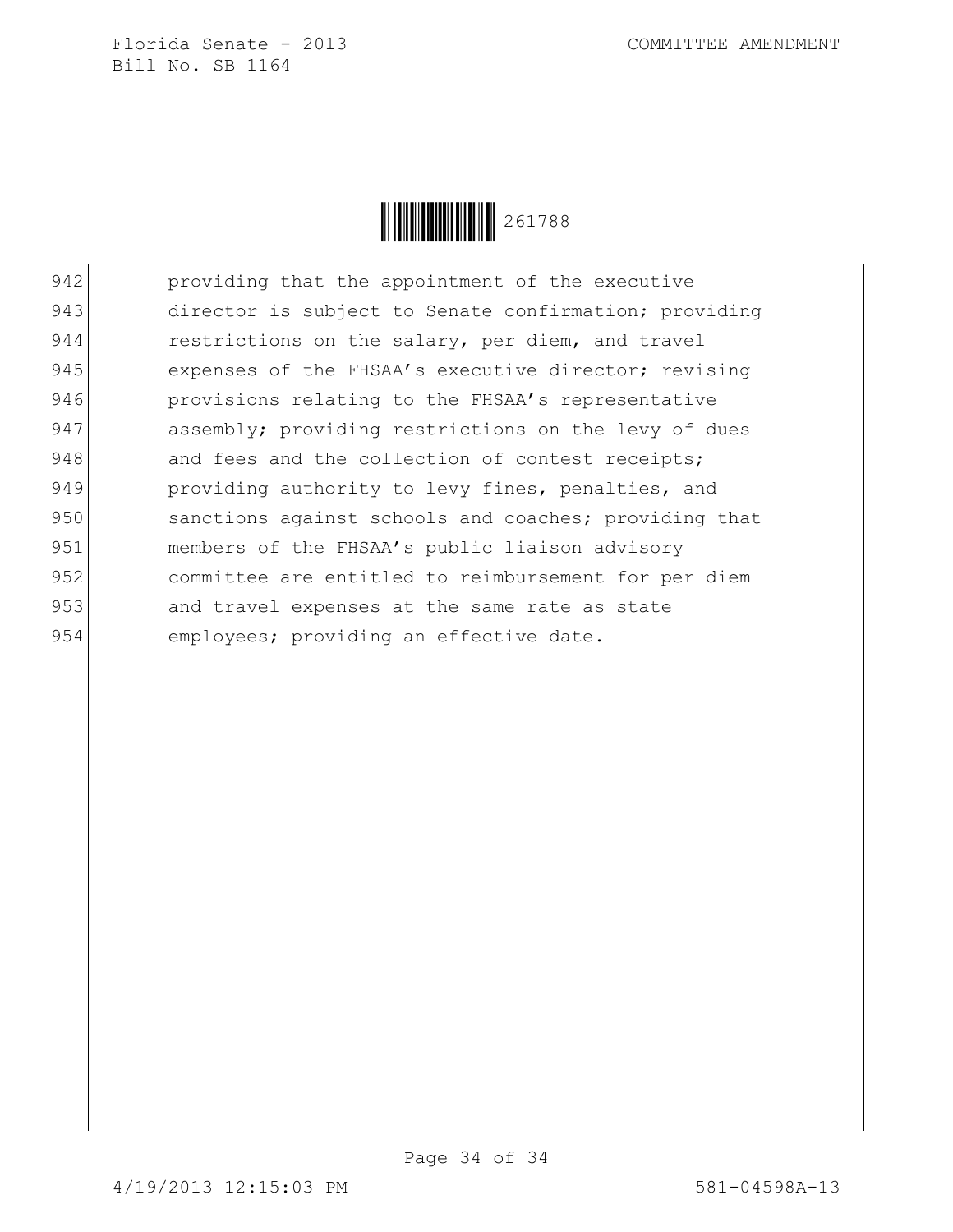942 providing that the appointment of the executive
943 director is subject to Senate confirmation; providing
944 restrictions on the salary, per diem, and travel
945 expenses of the FHSAA's executive director; revising
946 provisions relating to the FHSAA's representative
947 assembly; providing restrictions on the levy of dues
948 and fees and the collection of contest receipts;
949 providing authority to levy fines, penalties, and
950 sanctions against schools and coaches; providing that
951 members of the FHSAA's public liaison advisory
952 committee are entitled to reimbursement for per diem
953 and travel expenses at the same rate as state
954 employees; providing an effective date.